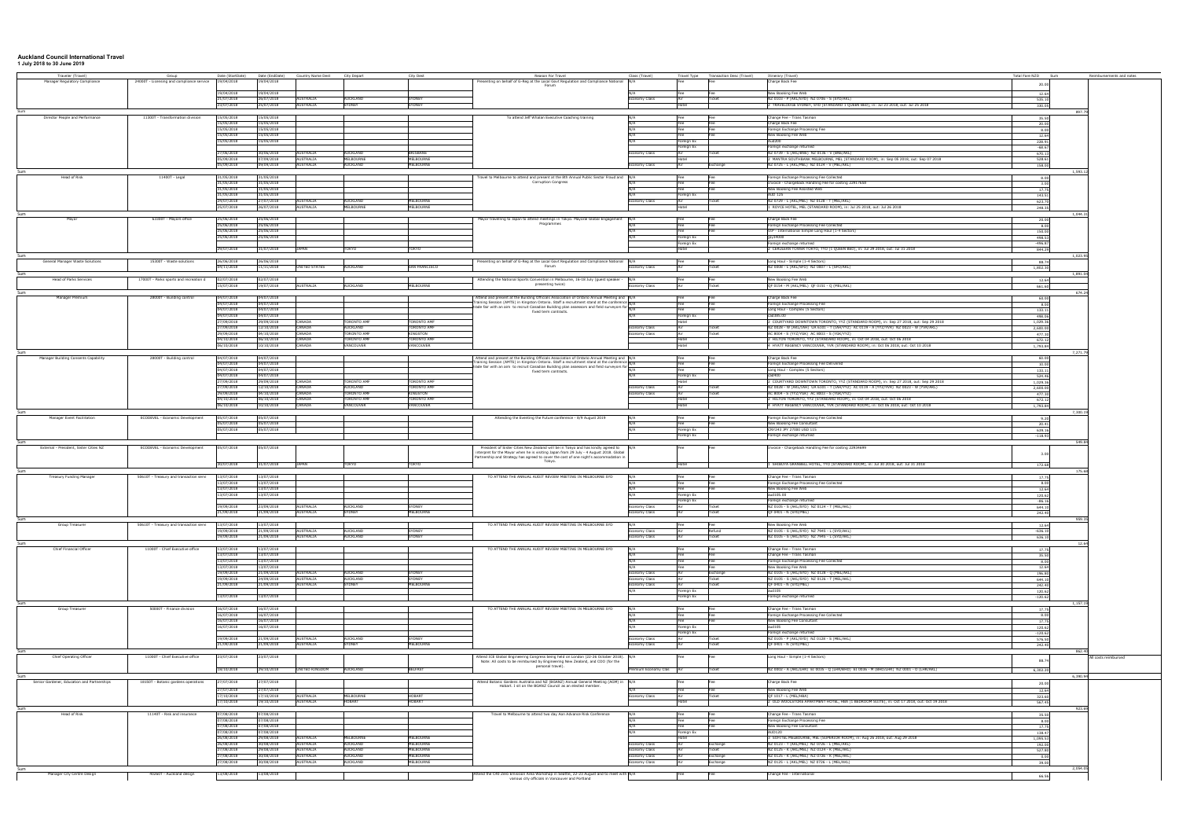# Auckland Council International Travel

**1 July 2018 to 30 June 2019**

| Traveller (Travel) | Group | Date (StartDate) | Date (EndDate) | Country Name Dest | City Depart | City Dest | Reason For Travel | Class (Travel) | Travel Type | Transaction Desc (Travel) | Itinerary (Travel) | Total Fare NZD | Sum | Reimbursements and notes |
|---|---|---|---|---|---|---|---|---|---|---|---|---|---|---|
| Manager Regulatory Compliance | 24000T - Licensing and compliance service | 19/04/2018 | 19/04/2018 | | | | Presenting on behalf of G-Reg at the Local Govt Regulation and Compliance National Forum | N/A | Fee | Fee | Change Back Fee | 20.00 | | |
| | | 19/04/2018 | 19/04/2018 | | | | | N/A | Fee | Fee | New Booking Fee Web | 12.64 | | |
| | | 21/07/2018 | 25/07/2018 | AUSTRALIA | AUCKLAND | SYDNEY | | Economy Class | Air | Ticket | NZ 0103 - P (AKL/SYD) NZ 0706 - S (SYD/AKL) | 535.30 | | |
| | | 23/07/2018 | 25/07/2018 | AUSTRALIA | SYDNEY | SYDNEY | | | Hotel | | 2. TRAVELODGE SYDNEY, SYD (STANDARD 1 QUEEN BED), in: Jul 23 2018, out: Jul 25 2018 | 330.05 | | |
| Sum | | | | | | | | | | | | | 897.99 | |
| Director People and Performance | 11300T - Transformation division | 15/05/2018 | 15/05/2018 | | | | To attend Jeff Whalan Executive Coaching training | N/A | Fee | Fee | Change Fee - Trans Tasman | 35.50 | | |
| | | 15/05/2018 | 15/05/2018 | | | | | N/A | Fee | Fee | Change Back Fee | 20.00 | | |
| | | 15/05/2018 | 15/05/2018 | | | | | N/A | Fee | Fee | Foreign Exchange Processing Fee | 8.00 | | |
| | | 15/05/2018 | 15/05/2018 | | | | | N/A | Fee | Fee | New Booking Fee Web | 12.64 | | |
| | | 15/05/2018 | 15/05/2018 | | | | | N/A | Foreign Ex | | AUD200 | 236.91 | | |
| | | | | | | | | | Foreign Ex | | Foreign exchange returned | -88.67 | | |
| | | 27/08/2018 | 30/08/2018 | AUSTRALIA | AUCKLAND | BRISBANE | | Economy Class | Air | Ticket | NZ 0730 - S (AKL/BNE) NZ 0136 - S (BNE/AKL) | 670.15 | | |
| | | 05/09/2018 | 07/09/2018 | AUSTRALIA | MELBOURNE | MELBOURNE | | | Hotel | | 2. MANTRA SOUTHBANK MELBOURNE, MEL (STANDARD ROOM), in: Sep 05 2018, out: Sep 07 2018 | 528.61 | | |
| | | 05/09/2018 | 04/09/2018 | AUSTRALIA | AUCKLAND | MELBOURNE | | Economy Class | Air | Exchange | NZ 0725 - L (AKL/MEL) NZ 0124 - S (MEL/AKL) | 158.00 | | |
| Sum | | | | | | | | | | | | | 1,593.14 | |
| Head of Risk | 11400T - Legal | 31/05/2018 | 31/05/2018 | | | | Travel to Melbourne to attend and present at the 8th Annual Public Sector Fraud and Corruption Congress | N/A | Fee | Fee | Foreign Exchange Processing Fee Collected | 8.00 | | |
| | | 31/05/2018 | 31/05/2018 | | | | | N/A | Fee | Fee | Invoice - Chargeback Handling Fee for costing 2291768# | 3.00 | | |
| | | 31/05/2018 | 31/05/2018 | | | | | N/A | Fee | Fee | New Booking Fee Assisted Web | 17.75 | | |
| | | 31/05/2018 | 31/05/2018 | | | | | N/A | Foreign Ex | | AUD 125 | 143.35 | | |
| | | 25/07/2018 | 27/07/2018 | AUSTRALIA | AUCKLAND | MELBOURNE | | Economy Class | Air | Ticket | NZ 0729 - L (AKL/MEL) NZ 0128 - T (MEL/AKL) | 623.78 | | |
| | | 25/07/2018 | 26/07/2018 | AUSTRALIA | MELBOURNE | MELBOURNE | | | Hotel | | 1. ROYCE HOTEL, MEL (STANDARD ROOM), in: Jul 25 2018, out: Jul 26 2018 | 248.35 | | |
| Sum | | | | | | | | | | | | | 1,044.31 | |
| Mayor | 61000T - Mayors office | 25/06/2018 | 25/06/2018 | | | | Mayor travelling to Japan to attend meetings in Tokyo. Mayoral Global Engagement Programmes | N/A | Fee | Fee | Change Back Fee | 20.00 | | |
| | | 25/06/2018 | 25/06/2018 | | | | | N/A | Fee | Fee | Foreign Exchange Processing Fee Collected | 8.00 | | |
| | | 25/06/2018 | 25/06/2018 | | | | | N/A | Fee | Fee | VIP - International Simple Long Haul (1-4 Sectors) | 150.00 | | |
| | | 25/06/2018 | 25/06/2018 | | | | | N/A | Foreign Ex | | JPY4000 | 498.53 | | |
| | | | | | | | | | Foreign Ex | | Foreign exchange returned | -496.87 | | |
| | | 29/07/2018 | 31/07/2018 | JAPAN | TOKYO | TOKYO | | | Hotel | | 2. CERULEAN TOWER TOKYU, TYO (1 QUEEN BED), in: Jul 29 2018, out: Jul 31 2018 | 844.29 | | |
| Sum | | | | | | | | | | | | | 1,023.95 | |
| General Manager Waste Solutions | 15300T - Waste solutions | 26/06/2018 | 26/06/2018 | | | | Presenting on behalf of G-Reg at the Local Govt Regulation and Compliance National Forum | N/A | Fee | Fee | Long Haul - Simple (1-4 Sectors) | 88.74 | | |
| | | 09/11/2018 | 17/11/2018 | UNITED STATES | AUCKLAND | SAN FRANCISCO | | Economy Class | Air | Ticket | NZ 0008 - L (AKL/SFO) NZ 0007 - L (SFO/AKL) | 1,802.35 | | |
| Sum | | | | | | | | | | | | | 1,891.09 | |
| Head of Parks Services | 17000T - Parks sports and recreation d | 02/07/2018 | 02/07/2018 | | | | Attending the National Sports Convention in Melbourne, 16-18 July (guest speaker - presenting twice) | N/A | Fee | Fee | New Booking Fee Web | 12.64 | | |
| | | 15/07/2018 | 19/07/2018 | AUSTRALIA | AUCKLAND | MELBOURNE | | Economy Class | Air | Ticket | QF 0154 - M (AKL/MEL) QF 0151 - Q (MEL/AKL) | 661.60 | | |
| Sum | | | | | | | | | | | | | 674.24 | |
| Manager Premium | 28000T - Building control | 09/07/2018 | 09/07/2018 | | | | Attend and present at the Building Officials Association of Ontario Annual Meeting and Training Session (AMTS) in Kingston Ontario. Staff a recruitment stand at the conference trade fair with an aim to recruit Canadian Building plan assessors and field surveyors for fixed term contracts. | N/A | Fee | Fee | Change Back Fee | 60.00 | | |
| | | 09/07/2018 | 09/07/2018 | | | | | N/A | Fee | Fee | Foreign Exchange Processing Fee | 8.00 | | |
| | | 09/07/2018 | 09/07/2018 | | | | | N/A | Fee | Fee | Long Haul - Complex (5 Sectors) | 133.11 | | |
| | | 09/07/2018 | 09/07/2018 | | | | | N/A | Foreign Ex | | CAD500.00 | 498.06 | | |
| | | 27/09/2018 | 29/09/2018 | CANADA | TORONTO AMP | TORONTO AMP | | | Hotel | | 2. COURTYARD DOWNTOWN TORONTO, YYZ (STANDARD ROOM), in: Sep 27 2018, out: Sep 29 2018 | 1,029.36 | | |
| | | 27/09/2018 | 12/10/2018 | CANADA | AUCKLAND | TORONTO AMP | | Economy Class | Air | Ticket | NZ 0826 - W (AKL/VAN) UA 6301 - T (VAN/YYZ) AC 0119 - A (YYZ/YVR) NZ 0023 - W (YVR/AKL) | 2,600.00 | | |
| | | 29/09/2018 | 04/10/2018 | CANADA | TORONTO AMP | KINGSTON | | Economy Class | Air | Ticket | AC 8004 - S (YYZ/YGK) AC 8803 - S (YGK/YYZ) | 477.39 | | |
| | | 04/10/2018 | 06/10/2018 | CANADA | TORONTO AMP | TORONTO AMP | | | Hotel | | 2. HILTON TORONTO, YYZ (STANDARD ROOM), in: Oct 04 2018, out: Oct 06 2018 | 672.32 | | |
| | | 06/10/2018 | 10/10/2018 | CANADA | VANCOUVER | VANCOUVER | | | Hotel | | 4. HYATT REGENCY VANCOUVER, YVR (STANDARD ROOM), in: Oct 06 2018, out: Oct 10 2018 | 1,793.84 | | |
| Sum | | | | | | | | | | | | | 7,271.79 | |
| Manager Building Consents Capability | 28000T - Building control | 09/07/2018 | 09/07/2018 | | | | Attend and present at the Building Officials Association of Ontario Annual Meeting and Training Session (AMTS) in Kingston Ontario. Staff a recruitment stand at the conference trade fair with an aim to recruit Canadian Building plan assessors and field surveyors for fixed term contracts. | N/A | Fee | Fee | Change Back Fee | 60.00 | | |
| | | 09/07/2018 | 09/07/2018 | | | | | N/A | Fee | Fee | Foreign Exchange Processing Fee Delivered | 10.00 | | |
| | | 09/07/2018 | 09/07/2018 | | | | | N/A | Fee | Fee | Long Haul - Complex (5 Sectors) | 133.11 | | |
| | | 09/07/2018 | 09/07/2018 | | | | | N/A | Foreign Ex | | CAD400 | 524.46 | | |
| | | 27/09/2018 | 29/09/2018 | CANADA | TORONTO AMP | TORONTO AMP | | | Hotel | | 2. COURTYARD DOWNTOWN TORONTO, YYZ (STANDARD ROOM), in: Sep 27 2018, out: Sep 29 2018 | 1,029.36 | | |
| | | 27/09/2018 | 12/10/2018 | CANADA | AUCKLAND | TORONTO AMP | | Economy Class | Air | Ticket | NZ 0826 - W (AKL/VAN) UA 6301 - T (VAN/YYZ) AC 0119 - A (YYZ/YVR) NZ 0023 - W (YVR/AKL) | 2,600.00 | | |
| | | 29/09/2018 | 04/10/2018 | CANADA | TORONTO AMP | KINGSTON | | Economy Class | Air | Ticket | AC 8004 - S (YYZ/YGK) AC 8803 - S (YGK/YYZ) | 477.39 | | |
| | | 04/10/2018 | 06/10/2018 | CANADA | TORONTO AMP | TORONTO AMP | | | Hotel | | 2. HILTON TORONTO, YYZ (STANDARD ROOM), in: Oct 04 2018, out: Oct 06 2018 | 672.32 | | |
| | | 06/10/2018 | 10/10/2018 | CANADA | VANCOUVER | VANCOUVER | | | Hotel | | 4. HYATT REGENCY VANCOUVER, YVR (STANDARD ROOM), in: Oct 06 2018, out: Oct 10 2018 | 1,793.84 | | |
| Sum | | | | | | | | | | | | | 7,300.19 | |
| Manager Event Facilitation | ECODEVEL - Economic Development | 05/07/2018 | 05/07/2018 | | | | Attending the Eventing the Future conference - 8/9 August 2019 | N/A | Fee | Fee | Foreign Exchange Processing Fee Collected | 9.20 | | |
| | | 05/07/2018 | 05/07/2018 | | | | | N/A | Fee | Fee | New Booking Fee Consultant | 20.45 | | |
| | | 05/07/2018 | 05/07/2018 | | | | | N/A | Foreign Ex | | CNY243 JPY 27000 USD 115 | 639.36 | | |
| | | | | | | | | | Foreign Ex | | Foreign exchange returned | -118.92 | | |
| Sum | | | | | | | | | | | | | 549.84 | |
| External - President, Sister Cities NZ | ECODEVEL - Economic Development | 05/07/2018 | 05/07/2018 | | | | President of Sister Cities New Zealand will be in Tokyo and has kindly agreed to interpret for the Mayor when he is visiting Japan from 29 July - 4 August 2018. Global Partnership and Strategy has agreed to cover the cost of one night's accommodation in Tokyo. | N/A | Fee | Fee | Invoice - Chargeback Handling Fee for costing 2293469# | 3.00 | | |
| | | 30/07/2018 | 31/07/2018 | JAPAN | TOKYO | TOKYO | | | Hotel | | 1. SHIBUYA GRANBELL HOTEL, TYO (STANDARD ROOM), in: Jul 30 2018, out: Jul 31 2018 | 172.68 | | |
| Sum | | | | | | | | | | | | | 175.68 | |
| Treasury Funding Manager | 50610T - Treasury and transaction serv | 13/07/2018 | 13/07/2018 | | | | TO ATTEND THE ANNUAL AUDIT REVIEW MEETING IN MELBOURNE SYD | N/A | Fee | Fee | Change Fee - Trans Tasman | 17.75 | | |
| | | 13/07/2018 | 13/07/2018 | | | | | N/A | Fee | Fee | Foreign Exchange Processing Fee Collected | 8.00 | | |
| | | 13/07/2018 | 13/07/2018 | | | | | N/A | Fee | Fee | New Booking Fee Web | 12.64 | | |
| | | 13/07/2018 | 13/07/2018 | | | | | N/A | Foreign Ex | | Sud105.00 | 120.62 | | |
| | | | | | | | | | Foreign Ex | | Foreign exchange returned | -96.76 | | |
| | | 19/09/2018 | 23/09/2018 | AUSTRALIA | AUCKLAND | SYDNEY | | Economy Class | Air | Ticket | NZ 0105 - S (AKL/SYD) NZ 0124 - T (MEL/AKL) | 644.10 | | |
| | | 21/09/2018 | 21/09/2018 | AUSTRALIA | SYDNEY | MELBOURNE | | Economy Class | Air | Ticket | QF 0403 - N (SYD/MEL) | 242.40 | | |
| Sum | | | | | | | | | | | | | 999.26 | |
| Group Treasurer | 50610T - Treasury and transaction serv | 13/07/2018 | 13/07/2018 | | | | TO ATTEND THE ANNUAL AUDIT REVIEW MEETING IN MELBOURNE SYD | N/A | Fee | Fee | New Booking Fee Web | 12.64 | | |
| | | 19/09/2018 | 21/09/2018 | AUSTRALIA | AUCKLAND | SYDNEY | | Economy Class | Air | Refund | NZ 0105 - S (AKL/SYD) NZ 7945 - L (SYD/AKL) | -636.35 | | |
| | | 19/09/2018 | 21/09/2018 | AUSTRALIA | AUCKLAND | SYDNEY | | Economy Class | Air | Ticket | NZ 0105 - S (AKL/SYD) NZ 7945 - L (SYD/AKL) | 636.35 | | |
| Sum | | | | | | | | | | | | | 12.64 | |
| Chief Financial Officer | 11000T - Chief Executive office | 13/07/2018 | 13/07/2018 | | | | TO ATTEND THE ANNUAL AUDIT REVIEW MEETING IN MELBOURNE SYD | N/A | Fee | Fee | Change Fee - Trans Tasman | 17.75 | | |
| | | 13/07/2018 | 13/07/2018 | | | | | N/A | Fee | Fee | Change Fee - Trans Tasman | 35.50 | | |
| | | 13/07/2018 | 13/07/2018 | | | | | N/A | Fee | Fee | Foreign Exchange Processing Fee Collected | 8.00 | | |
| | | 13/07/2018 | 13/07/2018 | | | | | N/A | Fee | Fee | New Booking Fee Web | 12.64 | | |
| | | 19/09/2018 | 21/09/2018 | AUSTRALIA | AUCKLAND | SYDNEY | | Economy Class | Air | Exchange | NZ 0105 - S (AKL/SYD) NZ 0128 - Q (MEL/AKL) | 196.80 | | |
| | | 19/09/2018 | 20/09/2018 | AUSTRALIA | AUCKLAND | SYDNEY | | Economy Class | Air | Ticket | NZ 0105 - S (AKL/SYD) NZ 0126 - T (MEL/AKL) | 644.10 | | |
| | | 21/09/2018 | 21/09/2018 | AUSTRALIA | SYDNEY | MELBOURNE | | Economy Class | Air | Ticket | QF 0403 - N (SYD/MEL) | 242.40 | | |
| | | 13/07/2018 | 13/07/2018 | | | | | N/A | Foreign Ex | | Sud105 | 120.62 | | |
| | | | | | | | | | Foreign Ex | | Foreign exchange returned | -120.62 | | |
| Sum | | | | | | | | | | | | | 1,157.19 | |
| Group Treasurer | 50000T - Finance division | 16/07/2018 | 16/07/2018 | | | | TO ATTEND THE ANNUAL AUDIT REVIEW MEETING IN MELBOURNE SYD | N/A | Fee | Fee | Change Fee - Trans Tasman | 17.75 | | |
| | | 16/07/2018 | 16/07/2018 | | | | | N/A | Fee | Fee | Foreign Exchange Processing Fee Collected | 8.00 | | |
| | | 16/07/2018 | 16/07/2018 | | | | | N/A | Fee | Fee | New Booking Fee Consultant | 17.75 | | |
| | | 16/07/2018 | 16/07/2018 | | | | | N/A | Foreign Ex | | Sud105 | 120.62 | | |
| | | | | | | | | | Foreign Ex | | Foreign exchange returned | -120.62 | | |
| | | 19/09/2018 | 21/09/2018 | AUSTRALIA | AUCKLAND | SYDNEY | | Economy Class | Air | Ticket | NZ 0105 - S (AKL/SYD) NZ 0128 - S (MEL/AKL) | 576.50 | | |
| | | 21/09/2018 | 21/09/2018 | AUSTRALIA | SYDNEY | MELBOURNE | | Economy Class | Air | Ticket | QF 0403 - N (SYD/MEL) | 242.40 | | |
| Sum | | | | | | | | | | | | | 862.40 | |
| Chief Operating Officer | 11000T - Chief Executive office | 23/07/2018 | 23/07/2018 | | | | Attend ICE Global Engineering Congress being held on London (22-26 October 2018). Note: All costs to be reimbursed by Engineering New Zealand, and COO (for the personal travel). | N/A | Fee | Fee | Long Haul - Simple (1-4 Sectors) | 88.74 | | |
| | | 08/10/2018 | 29/10/2018 | UNITED KINGDOM | AUCKLAND | BELFAST | | Premium Economy Clas | Air | Ticket | NZ 0002 - A (AKL/LHR) EI 0036 - Q (LHR/BHD) EI 0036 - M (BHD/LHR) NZ 0001 - U (LHR/AKL) | 6,302.20 | | |
| Sum | | | | | | | | | | | | | 6,390.94 | All costs reimbursed |
| Senior Gardener, Education and Partnerships | 10150T - Botanic gardens operations | 27/07/2018 | 27/07/2018 | | | | Attend Botanic Gardens Australia and NZ (BGANZ) Annual General Meeting (AGM) in Hobart. I sit on the BGANZ Council as an elected member. | N/A | Fee | Fee | Change Back Fee | 20.00 | | |
| | | 27/07/2018 | 27/07/2018 | | | | | N/A | Fee | Fee | New Booking Fee Web | 12.64 | | |
| | | 17/10/2018 | 17/10/2018 | AUSTRALIA | MELBOURNE | HOBART | | Economy Class | Air | Ticket | QF 1017 - L (MEL/HBA) | 323.60 | | |
| | | 17/10/2018 | 19/10/2018 | AUSTRALIA | HOBART | HOBART | | | Hotel | | 2. OLD WOOLSTORE APARTMENT HOTEL, HBA (1 BEDROOM SUITE), in: Oct 17 2018, out: Oct 19 2018 | 567.45 | | |
| Sum | | | | | | | | | | | | | 923.69 | |
| Head of Risk | 11140T - Risk and insurance | 07/08/2018 | 07/08/2018 | | | | Travel to Melbourne to attend two day Non Advance Risk Conference | N/A | Fee | Fee | Change Fee - Trans Tasman | 35.50 | | |
| | | 07/08/2018 | 07/08/2018 | | | | | N/A | Fee | Fee | Foreign Exchange Processing Fee | 8.00 | | |
| | | 07/08/2018 | 07/08/2018 | | | | | N/A | Fee | Fee | New Booking Fee Consultant | 17.75 | | |
| | | 07/08/2018 | 07/08/2018 | | | | | N/A | Foreign Ex | | AUD120 | 138.47 | | |
| | | 26/08/2018 | 29/08/2018 | AUSTRALIA | MELBOURNE | MELBOURNE | | | Hotel | | 3. SOFITEL MELBOURNE, MEL (SUPERIOR ROOM), in: Aug 26 2018, out: Aug 29 2018 | 1,095.53 | | |
| | | 26/08/2018 | 30/08/2018 | AUSTRALIA | AUCKLAND | MELBOURNE | | Economy Class | Air | Exchange | NZ 0123 - T (AKL/MEL) NZ 0726 - L (MEL/AKL) | 192.01 | | |
| | | 27/08/2018 | 29/08/2018 | AUSTRALIA | AUCKLAND | MELBOURNE | | Economy Class | Air | Ticket | NZ 0125 - K (AKL/MEL) NZ 0124 - K (MEL/AKL) | 527.80 | | |
| | | 27/08/2018 | 30/08/2018 | AUSTRALIA | AUCKLAND | MELBOURNE | | Economy Class | Air | Exchange | NZ 0125 - K (AKL/MEL) NZ 0726 - K (MEL/AKL) | 0.00 | | |
| | | 27/08/2018 | 30/08/2018 | AUSTRALIA | AUCKLAND | MELBOURNE | | Economy Class | Air | Exchange | NZ 0125 - L (AKL/MEL) NZ 0726 - K (MEL/AKL) | 39.01 | | |
| Sum | | | | | | | | | | | | | 2,054.05 | |
| Manager City Centre Design | 40260T - Auckland design | 13/08/2018 | 13/08/2018 | | | | Attend the C40 Zero Emission Area Workshop in Seattle, 22-23 August and to meet with various city officials in Vancouver and Portland | N/A | Fee | Fee | Change Fee - International | 56.56 | | |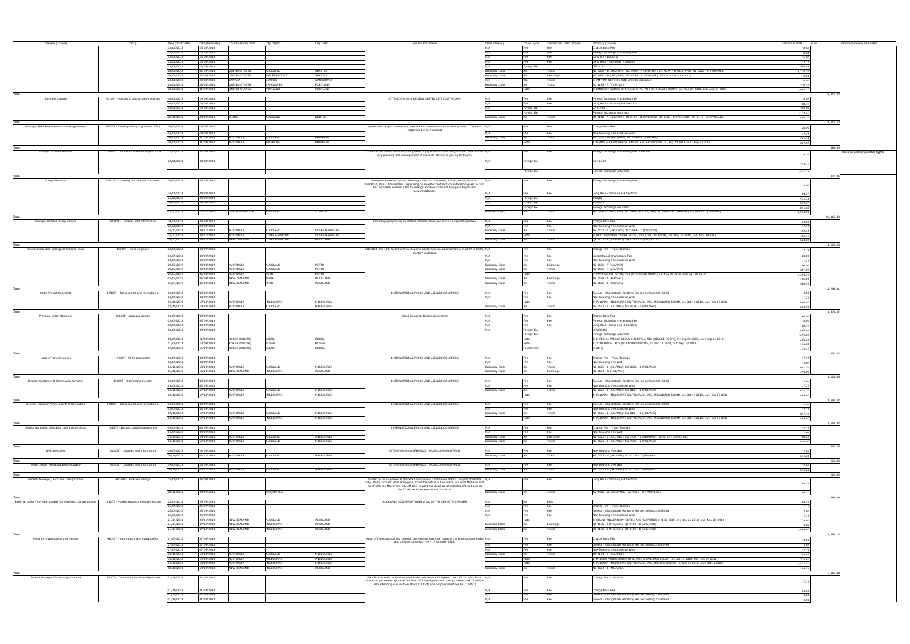| Traveler (Travel) | Group | Date (StartDate) | Date (EndDate) | Country Name Dest | City Depart | City Dest | Reason For Travel | Class (Travel) | Travel Type | Transaction Desc (Travel) | Itinerary (Travel) | Total Fare NZD | Sum | Reimbursements and notes |
|---|---|---|---|---|---|---|---|---|---|---|---|---|---|---|
| | | 13/08/2018 | 13/08/2018 | | | | | N/A | Fee | Fee | Change Back Fee | 20.00 | | |
| | | 13/08/2018 | 13/08/2018 | | | | | N/A | Fee | Fee | Foreign Exchange Processing Fee | 8.00 | | |
| | | 13/08/2018 | 13/08/2018 | | | | | N/A | Fee | Fee | Land Only Booking | 15.00 | | |
| | | 13/08/2018 | 13/08/2018 | | | | | N/A | Fee | Fee | Long Haul - Complex (5 Sectors) | 133.11 | | |
| | | 13/08/2018 | 13/08/2018 | | | | | N/A | Foreign Ex | | USD314 | 500.48 | | |
| | | 20/08/2018 | 02/09/2018 | UNITED STATES | AUCKLAND | SEATTLE | | Economy Class | Air | Ticket | NZ 6808 - B (AKL/SFO) NZ 8966 - H (SFO/SEA) NZ 4794 - H (PDX/YVR) NZ 0023 - H (YVR/AKL) | 3,120.20 | | |
| | | 20/08/2018 | 02/09/2018 | UNITED STATES | SAN FRANCISCO | SEATTLE | | Economy Class | Air | Exchange | NZ 9410 - H (SFO/SEA) NZ 4794 - H (PDX/YVR) NZ 0023 - H (YVR/AKL) | 0.00 | | |
| | | 23/08/2018 | 23/08/2018 | CANADA | SEATTLE | VANCOUVER | | Rail | Rail | Ticket | 2 AMTRAK SERVICE (516 Amtrak Cascades) | 139.60 | | |
| | | 28/08/2018 | 28/08/2018 | UNITED STATES | VANCOUVER | PORTLAND | | Economy Class | Air | Ticket | AC 8126 - A (YVR/PDX) | 238.79 | | |
| | | 29/08/2018 | 31/08/2018 | UNITED STATES | PORTLAND | PORTLAND | | | Hotel | | 3 EMBASSY SUITES PORTLAND DTW, PDX (STANDARD ROOM), in: Aug 29 2018, out: Aug 31 2018 | 1,093.12 | | |
| Sum | | | | | | | | | | | | | 5,315.27 | |
| Business Liaison | 40100T - Auckland plan strategy and res | 14/08/2018 | 14/08/2018 | | | | ATTENDING 2018 BEIJING SISTER CITY YOUTH CAMP | N/A | Fee | Fee | Foreign Exchange Processing Fee | 8.00 | | |
| | | 14/08/2018 | 14/08/2018 | | | | | N/A | Fee | Fee | Long Haul - Simple (1-4 Sectors) | 88.74 | | |
| | | 14/08/2018 | 14/08/2018 | | | | | N/A | Foreign Ex | | CNY1430 | 350.08 | | |
| | | | | | | | | | Foreign Ex | | Foreign exchange returned | -133.42 | | |
| | | 20/10/2018 | 28/10/2018 | CHINA | AUCKLAND | BEIJING | | Economy Class | Air | Ticket | QF 0142 - N (AKL/SYD) QF 0107 - N (SYD/PEK) QF 0108 - Q (PEK/SYD) QF 0147 - Q (SYD/AKL) | 800.35 | | |
| Sum | | | | | | | | | | | | | 1,113.75 | |
| Manager I&BS Procurement and Programmes | 29000T - Development programme office | 14/08/2018 | 14/08/2018 | | | | Queensland Major Contractors' Association presentation to quarterly event. Theme is Opportunities in Auckland | N/A | Fee | Fee | Change Back Fee | 20.00 | | |
| | | 14/08/2018 | 14/08/2018 | | | | | N/A | Fee | Fee | New Booking Fee Assisted Web | 17.75 | | |
| | | 30/08/2018 | 31/08/2018 | AUSTRALIA | AUCKLAND | BRISBANE | | Economy Class | Air | Ticket | NZ 0135 - W (AKL/BNE) NZ 0736 - L (BNE/AKL) | 721.39 | | |
| | | 30/08/2018 | 31/08/2018 | AUSTRALIA | BRISBANE | BRISBANE | | | Hotel | | 1 M AND A APARTMENTS, BNE (STANDARD ROOM), in: Aug 30 2018, out: Aug 31 2018 | 227.69 | | |
| Sum | | | | | | | | | | | | | 986.83 | |
| Principal Science Advisor | 11800T - Civil defence and emergency ma | 22/08/2018 | 22/08/2018 | | | | Cities on Volcanoes conference to present a paper on incorporating natural hazards into city planning and management. A research partner is paying for flights | N/A | Fee | Fee | Foreign Exchange Processing Fee Collected | 9.20 | | Research partner paid for flights |
| | | 22/08/2018 | 22/08/2018 | | | | | N/A | Foreign Ex | | Eu405.00 | 749.44 | | |
| | | | | | | | | | Foreign Ex | | Foreign exchange returned | -527.78 | | |
| Sum | | | | | | | | | | | | | 230.86 | |
| Group Treasurer | 50610T - Treasury and transaction serv | 24/08/2018 | 24/08/2018 | | | | European Investor Update. Meeting investors in London, Zurich, Basel, Munich, Frankfurt, Paris, Amsterdam. Depending on investor feedback consideration given to 2nd tier European centers. LBB to arrange and book internal European flights and accommodation. | N/A | Fee | Fee | Foreign Exchange Processing Fee | 8.00 | | |
| | | 24/08/2018 | 24/08/2018 | | | | | N/A | Fee | Fee | Long Haul - Simple (1-4 Sectors) | 88.74 | | |
| | | 24/08/2018 | 24/08/2018 | | | | | N/A | Foreign Ex | | 200gbp | 431.78 | | |
| | | 24/08/2018 | 24/08/2018 | | | | | N/A | Foreign Ex | | 300Euro | 572.74 | | |
| | | | | | | | | | Foreign Ex | | Foreign exchange returned | -471.68 | | |
| | | 02/11/2018 | 12/11/2018 | UNITED KINGDOM | AUCKLAND | LONDON | | Business Class | Air | Ticket | NZ 0024 - J (AKL/YVR) AC 0854 - P (YVR/LHR) AC 0855 - P (LHR/YVR) NZ 0023 - J (YVR/AKL) | 9,538.90 | | |
| Sum | | | | | | | | | | | | | 10,168.48 | |
| Manager Mobile Library Service | 20080T - Libraries and information | 29/08/2018 | 29/08/2018 | | | | Attending symposium for Mobile network librarians plus in a keynote speaker | N/A | Fee | Fee | Change Back Fee | 20.00 | | |
| | | 29/08/2018 | 29/08/2018 | | | | | N/A | Fee | Fee | New Booking Fee Assisted Web | 17.75 | | |
| | | 25/11/2018 | 28/11/2018 | AUSTRALIA | AUCKLAND | COFFS HARBOUR | | Economy Class | Air | Ticket | NZ 0101 - X (AKL/SYD) NZ 7064 - T (SYD/CFS) | 452.25 | | |
| | | 25/11/2018 | 28/11/2018 | AUSTRALIA | COFFS HARBOUR | COFFS HARBOUR | | | Hotel | | 3 BEST WESTERN ZEBRA MOTEL CFS (DELUXE ROOM), in: Nov 25 2018, out: Nov 28 2018 | 485.17 | | |
| | | 28/11/2018 | 28/11/2018 | NEW ZEALAND | COFFS HARBOUR | AUCKLAND | | Economy Class | Air | Ticket | QF 2107 - S (CFS/SYD) QF 0143 - S (SYD/AKL) | 528.05 | | |
| Sum | | | | | | | | | | | | | 1,503.22 | |
| Geotechnical and Geological Practice Lead | 15500T - Chief engineer | 03/09/2018 | 03/09/2018 | | | | Attended the 13th Australia New Zealand Conference on Geomechanics in 2019 in Perth, Western Australia. | N/A | Fee | Fee | Change Fee - Trans Tasman | 17.75 | | |
| | | 03/09/2018 | 03/09/2018 | | | | | N/A | Fee | Fee | International Changeback Fee | 20.00 | | |
| | | 03/09/2018 | 03/09/2018 | | | | | N/A | Fee | Fee | New Booking Fee Assisted Web | 17.75 | | |
| | | 29/03/2019 | 29/03/2019 | AUSTRALIA | AUCKLAND | PERTH | | Economy Class | Air | Exchange | NZ 0175 - T (AKL/PER) | 100.00 | | |
| | | 29/03/2019 | 29/03/2019 | AUSTRALIA | AUCKLAND | PERTH | | Economy Class | Air | Ticket | NZ 0175 - T (AKL/PER) | 567.05 | | |
| | | 29/03/2019 | 05/04/2019 | AUSTRALIA | PERTH | PERTH | | | Hotel | | 7 PAN PACIFIC PERTH, PER (STANDARD ROOM), in: Mar 29 2019, out: Apr 05 2019 | 1,398.51 | | |
| | | 05/04/2019 | 05/04/2019 | NEW ZEALAND | PERTH | AUCKLAND | | Economy Class | Air | Exchange | NZ 0176 - T (PER/AKL) | 105.00 | | |
| | | 05/04/2019 | 05/04/2019 | NEW ZEALAND | PERTH | AUCKLAND | | Economy Class | Air | Ticket | NZ 0176 - L (PER/AKL) | 565.95 | | |
| Sum | | | | | | | | | | | | | 2,792.01 | |
| Parks Project Specialist | 17000T - Parks sports and recreation d | 03/09/2018 | 03/09/2018 | | | | INTERNATIONAL PARKS AND LEISURE CONGRESS | N/A | Fee | Fee | Invoice - Changeback Handling Fee for costing 22910050 | 3.00 | | |
| | | 03/09/2018 | 03/09/2018 | | | | | N/A | Fee | Fee | New Booking Fee Assisted Web | 17.75 | | |
| | | 13/10/2018 | 17/10/2018 | AUSTRALIA | MELBOURNE | MELBOURNE | | | Hotel | | 4 PULLMAN MELBOURNE ON THE PARK, MEL (STANDARD ROOM), in: Oct 13 2018, out: Oct 17 2018 | 886.92 | | |
| | | 13/10/2018 | 18/10/2018 | AUSTRALIA | AUCKLAND | MELBOURNE | | Economy Class | Air | Ticket | NZ 0123 - L (AKL/MEL) NZ 0726 - L (MEL/AKL) | 663.70 | | |
| Sum | | | | | | | | | | | | | 1,571.37 | |
| Principal Urban Designer | 40260T - Auckland design | 03/09/2018 | 03/09/2018 | | | | Seoul Universal Design Conference | N/A | Fee | Fee | Change Back Fee | 60.00 | | |
| | | 03/09/2018 | 03/09/2018 | | | | | N/A | Fee | Fee | Foreign Exchange Processing Fee | 8.00 | | |
| | | 03/09/2018 | 03/09/2018 | | | | | N/A | Fee | Fee | Long Haul - Simple (1-4 Sectors) | 88.74 | | |
| | | 03/09/2018 | 03/09/2018 | | | | | N/A | Foreign Ex | | KRW32400 | 499.04 | | |
| | | | | | | | | | Foreign Ex | | Foreign exchange returned | -292.65 | | |
| | | 09/09/2018 | 11/09/2018 | KOREA (SOUTH) | SEOUL | SEOUL | | | Hotel | | 2 IMPERIAL PALACE SEOUL LIFESTYLE, SEL (DELUXE ROOM), in: Sep 09 2018, out: Sep 11 2018 | 285.26 | | |
| | | 11/09/2018 | 13/09/2018 | KOREA (SOUTH) | BUSAN | BUSAN | | | Hotel | | 2 17TH HOTEL, PUS (STANDARD ROOM), in: Sep 11 2018, out: Sep 13 2018 | 136.68 | | |
| | | 13/09/2018 | 14/09/2018 | KOREA (SOUTH) | SEOUL | SEOUL | | | NonService | | 0 ZC () | 170.33 | | |
| Sum | | | | | | | | | | | | | 955.40 | |
| Head of Parks Services | 17100T - Parks operations | 03/09/2018 | 03/09/2018 | | | | INTERNATIONAL PARKS AND LEISURE CONGRESS | N/A | Fee | Fee | Change Fee - Trans Tasman | 17.75 | | |
| | | 03/09/2018 | 03/09/2018 | | | | | N/A | Fee | Fee | New Booking Fee Web | 12.64 | | |
| | | 13/10/2018 | 18/10/2018 | AUSTRALIA | AUCKLAND | MELBOURNE | | Economy Class | Air | Ticket | NZ 0123 - L (AKL/MEL) NZ 0726 - L (MEL/AKL) | 651.70 | | |
| | | 18/10/2018 | 18/10/2018 | NEW ZEALAND | MELBOURNE | AUCKLAND | | Economy Class | Air | Exchange | NZ 0128 - M (MEL/AKL) | 340.00 | | |
| Sum | | | | | | | | | | | | | 1,022.09 | |
| Director Customer & Community Services | 15000T - Operations division | 03/09/2018 | 03/09/2018 | | | | INTERNATIONAL PARKS AND LEISURE CONGRESS | N/A | Fee | Fee | Invoice - Changeback Handling Fee for costing 22910109 | 3.00 | | |
| | | 03/09/2018 | 03/09/2018 | | | | | N/A | Fee | Fee | New Booking Fee Assisted Web | 17.75 | | |
| | | 13/10/2018 | 17/10/2018 | AUSTRALIA | AUCKLAND | MELBOURNE | | Economy Class | Air | Ticket | NZ 0123 - L (AKL/MEL) NZ 0124 - L (MEL/AKL) | 637.70 | | |
| | | 13/10/2018 | 17/10/2018 | AUSTRALIA | MELBOURNE | MELBOURNE | | | Hotel | | 4 PULLMAN MELBOURNE ON THE PARK, MEL (STANDARD ROOM), in: Oct 13 2018, out: Oct 17 2018 | 886.92 | | |
| Sum | | | | | | | | | | | | | 1,545.37 | |
| General Manager Parks, Sports & Recreation | 17000T - Parks sports and recreation d | 03/09/2018 | 03/09/2018 | | | | INTERNATIONAL PARKS AND LEISURE CONGRESS | N/A | Fee | Fee | Invoice - Changeback Handling Fee for costing 22910022 | 3.00 | | |
| | | 03/09/2018 | 03/09/2018 | | | | | N/A | Fee | Fee | New Booking Fee Assisted Web | 17.75 | | |
| | | 13/10/2018 | 17/10/2018 | AUSTRALIA | AUCKLAND | MELBOURNE | | Economy Class | Air | Ticket | NZ 0123 - L (AKL/MEL) NZ 0124 - L (MEL/AKL) | 637.70 | | |
| | | 13/10/2018 | 17/10/2018 | AUSTRALIA | MELBOURNE | MELBOURNE | | | Hotel | | 4 PULLMAN MELBOURNE ON THE PARK, MEL (STANDARD ROOM), in: Oct 13 2018, out: Oct 17 2018 | 886.92 | | |
| Sum | | | | | | | | | | | | | 1,545.37 | |
| Senior Gardener, Education and Partnerships | 16100T - Botanic gardens operations | 04/09/2018 | 04/09/2018 | | | | INTERNATIONAL PARKS AND LEISURE CONGRESS | N/A | Fee | Fee | Change Fee - Trans Tasman | 17.75 | | |
| | | 04/09/2018 | 04/09/2018 | | | | | N/A | Fee | Fee | New Booking Fee Web | 12.64 | | |
| | | 13/10/2018 | 19/10/2018 | AUSTRALIA | AUCKLAND | MELBOURNE | | Economy Class | Air | Exchange | NZ 0123 - L (AKL/MEL) NZ 7424 - L (MEL/MEL) NZ 0722 - L (MEL/AKL) | 198.40 | | |
| | | 13/10/2018 | 19/10/2018 | AUSTRALIA | AUCKLAND | MELBOURNE | | Economy Class | Air | Ticket | NZ 0123 - L (AKL/MEL) NZ 7965 - L (MEL/AKL) | 636.00 | | |
| Sum | | | | | | | | | | | | | 864.79 | |
| LMS Specialist | 20080T - Libraries and information | 19/09/2018 | 19/09/2018 | | | | ATTEND AIUG CONFERENCE IN GEELONG AUSTRALIA | N/A | Fee | Fee | New Booking Fee Web | 12.64 | | |
| | | 30/10/2018 | 03/11/2018 | AUSTRALIA | AUCKLAND | MELBOURNE | | Economy Class | Air | Ticket | NZ 0123 - S (AKL/MEL) NZ 0124 - T (MEL/AKL) | 614.25 | | |
| Sum | | | | | | | | | | | | | 626.89 | |
| Team Leader Metadata and Discovery | 20080T - Libraries and information | 19/09/2018 | 19/09/2018 | | | | ATTEND AIUG CONFERENCE IN GEELONG AUSTRALIA | N/A | Fee | Fee | New Booking Fee Web | 12.64 | | |
| | | 30/10/2018 | 03/11/2018 | AUSTRALIA | AUCKLAND | MELBOURNE | | Economy Class | Air | Ticket | NZ 0123 - S (AKL/MEL) NZ 0124 - T (MEL/AKL) | 614.25 | | |
| Sum | | | | | | | | | | | | | 626.89 | |
| General Manager, Auckland Design Office | 40260T - Auckland design | 25/09/2018 | 25/09/2018 | | | | Invited to be a speaker at the XIX International Conference Walk21 Bogota Walkable City, 15-19 October 2018 at Bogota, Columbia. While in Columbia, will visit Medellin and meet with the Mayor and city officials to continue develop relationships forged during the 2016 Lee Kuan Yew World City Prize | N/A | Fee | Fee | Long Haul - Simple (1-4 Sectors) | 88.74 | | |
| | | 09/10/2018 | 20/10/2018 | | BOGOTA D.C. | | | Economy Class | Air | Ticket | AV 8426 - W (BOG/MDE) AV 9331 - W (MDE/BOG) | 206.20 | | |
| Sum | | | | | | | | | | | | | 294.94 | |
| External guest - keynote speaker for Auckland Conversations | 11520T - Market research engagement an | 25/09/2018 | 25/09/2018 | | | | AUCKLAND CONVERSATIONS WILL BE THE KEYNOTE SPEAKER | N/A | Air | EMD | | 188.70 | | |
| | | 25/09/2018 | 25/09/2018 | | | | | N/A | Fee | Fee | Change Fee - Trans Tasman | 17.75 | | |
| | | 25/09/2018 | 25/09/2018 | | | | | N/A | Fee | Fee | Invoice - Changeback Handling Fee for costing 23843286 | 3.00 | | |
| | | 25/09/2018 | 25/09/2018 | | | | | N/A | Fee | Fee | New Booking Fee Assisted Web | 17.75 | | |
| | | 21/11/2018 | 23/11/2018 | NEW ZEALAND | AUCKLAND | AUCKLAND | | | Hotel | | 2 GRAND MILLENNIUM HOTEL, AKL (SUPERIOR 1 KING BED), in: Nov 21 2018, out: Nov 23 2018 | 729.00 | | |
| | | 21/11/2018 | 07/12/2018 | NEW ZEALAND | MELBOURNE | AUCKLAND | | Business Class | Air | Exchange | QF 0159 - I (MEL/AKL) QF 0148 - D (AKL/SYD) | 3.00 | | |
| | | 21/11/2018 | 07/12/2018 | NEW ZEALAND | MELBOURNE | AUCKLAND | | Business Class | Air | Ticket | QF 0159 - I (MEL/AKL) QF 0148 - D (AKL/SYD) | 1,609.93 | | |
| Sum | | | | | | | | | | | | | 2,569.13 | |
| Head of Investigation and Design | 41050T - Community and social policy | 27/09/2018 | 27/09/2018 | | | | Head of Investigation and Design, Community Facilities - attend the International Parks and Leisure Congress - 14 - 17 October 2018. | N/A | Fee | Fee | Change Back Fee | 40.00 | | |
| | | 27/09/2018 | 27/09/2018 | | | | | N/A | Fee | Fee | Invoice - Changeback Handling Fee for costing 23890799 | 3.00 | | |
| | | 27/09/2018 | 27/09/2018 | | | | | N/A | Fee | Fee | New Booking Fee Assisted Web | 17.75 | | |
| | | 13/10/2018 | 13/10/2018 | AUSTRALIA | AUCKLAND | MELBOURNE | | Economy Class | Air | Ticket | NZ 0154 - S (AKL/MEL) | 298.25 | | |
| | | 13/10/2018 | 14/10/2018 | AUSTRALIA | MELBOURNE | MELBOURNE | | | Hotel | | 1 ATODAS MELBOURNE HOTEL, MEL (STANDARD ROOM), in: Oct 13 2018, out: Oct 14 2018 | 275.87 | | |
| | | 14/10/2018 | 18/10/2018 | AUSTRALIA | MELBOURNE | MELBOURNE | | | Hotel | | 4 PULLMAN MELBOURNE ON THE PARK, MEL (DELUXE ROOM), in: Oct 14 2018, out: Oct 18 2018 | 1,072.52 | | |
| | | 18/10/2018 | 18/10/2018 | NEW ZEALAND | MELBOURNE | AUCKLAND | | Economy Class | Air | Ticket | NZ 0124 - L (MEL/AKL) | 359.55 | | |
| Sum | | | | | | | | | | | | | 2,066.94 | |
| General Manager Community Facilities | 18000T - Community facilities department | 01/10/2018 | 01/10/2018 | | | | GM CF to attend the International Parks and Leisure Congress - 14 - 17 October 2018. (Same as per earlier approval for Head of Investigation and Design except GM CF will be also attending site visit on Thurs (18 Oct) and supplier meetings Fri (19 Oct)) | N/A | Fee | Fee | Change Fee - Domestic | 17.75 | | |
| | | 01/10/2018 | 01/10/2018 | | | | | N/A | Fee | Fee | Change Back Fee | 20.00 | | |
| | | 01/10/2018 | 01/10/2018 | | | | | N/A | Fee | Fee | Invoice - Changeback Handling Fee for costing 23890763 | 3.00 | | |
| | | 01/10/2018 | 01/10/2018 | | | | | N/A | Fee | Fee | Invoice - Changeback Handling Fee for costing 23543993 | 3.00 | | |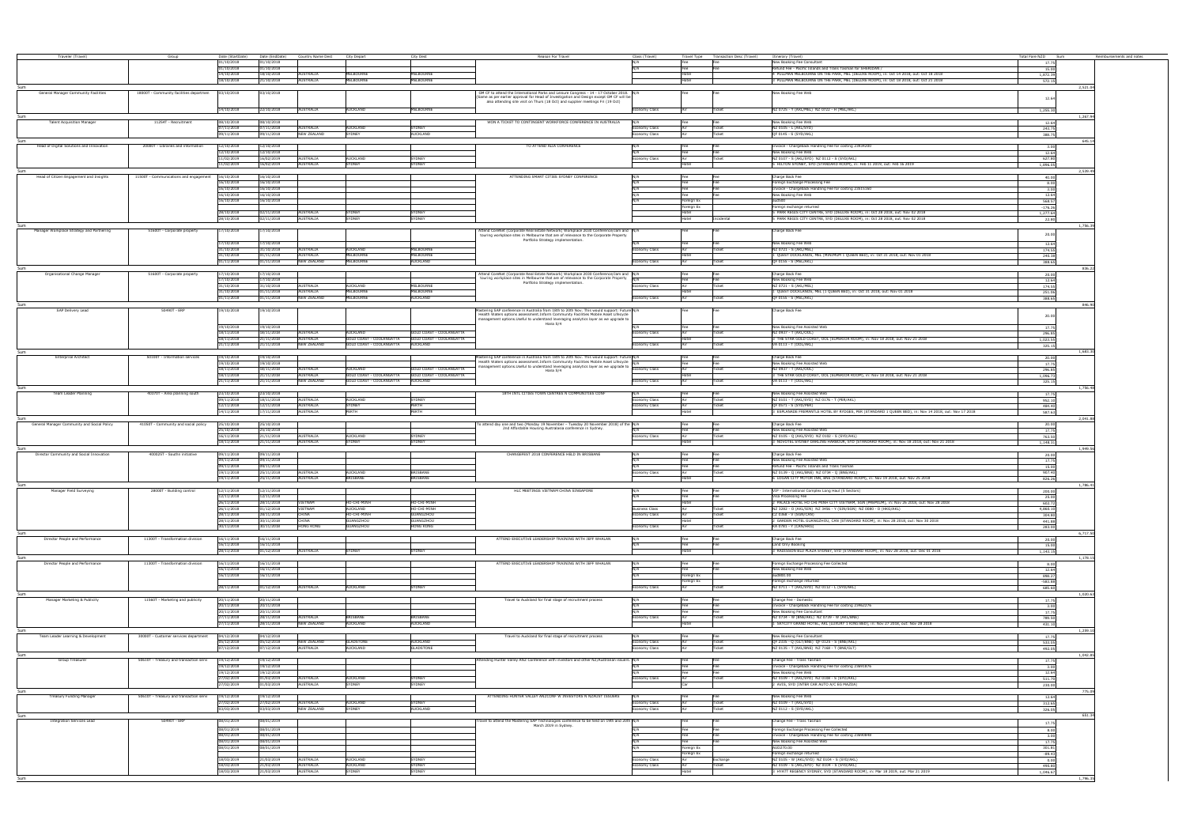| Traveler (Travel) | Group | Date (StartDate) | Date (EndDate) | Country Name Dest | City Depart | City Dest | Reason For Travel | Class (Travel) | Travel Type | Transaction Desc (Travel) | Itinerary (Travel) | Total Fare NZD | Sum | Reimbursements and notes |
|---|---|---|---|---|---|---|---|---|---|---|---|---|---|---|
| | | 01/10/2018 | 01/10/2018 | | | | | N/A | Fee | Fee | New Booking Fee Consultant | 17.75 | | |
| | | 01/10/2018 | 01/10/2018 | | | | | N/A | Fee | Fee | Refund Fee - Pacific Islands and Trans Tasman for SHERIDAN / | 15.00 | | |
| | | 19/10/2018 | 19/10/2018 | AUSTRALIA | MELBOURNE | MELBOURNE | | | Hotel | | 1: PULLMAN MELBOURNE ON THE PARK, MEL (DELUXE ROOM), in: Oct 19 2018, out: Oct 18 2018 | 1,872.39 | | |
| | | 19/10/2018 | 21/10/2018 | AUSTRALIA | MELBOURNE | MELBOURNE | | | Hotel | | 1: PULLMAN MELBOURNE ON THE PARK, MEL (DELUXE ROOM), in: Oct 19 2018, out: Oct 21 2018 | 572.15 | | |
| Sum | | | | | | | | | | | | | 2,521.84 | |
| General Manager Community Facilities | 18000T - Community facilities department | 03/10/2018 | 03/10/2018 | | | | GM CF to attend the International Parks and Leisure Congress – 14 - 17 October 2018 (Same as per earlier approval for Head of Investigation and Design except GM CF will be also attending site visit on Thurs (18 Oct) and supplier meetings Fri (19 Oct) | N/A | Fee | Fee | New Booking Fee Web | 12.64 | | |
| | | 14/10/2018 | 22/10/2018 | AUSTRALIA | AUCKLAND | MELBOURNE | | Economy Class | Air | Ticket | NZ 0725 - T (AKL/MEL) NZ 0722 - H (MEL/AKL) | 1,255.30 | | |
| Sum | | | | | | | | | | | | | 1,267.94 | |
| Talent Acquisition Manager | 11254T - Recruitment | 04/10/2018 | 04/10/2018 | | | | WON A TICKET TO CONTINGENT WORKFORCE CONFERENCE IN AUSTRALIA | N/A | Fee | Fee | New Booking Fee Web | 12.64 | | |
| | | 07/11/2018 | 07/11/2018 | AUSTRALIA | AUCKLAND | SYDNEY | | Economy Class | Air | Ticket | NZ 0105 - L (AKL/SYD) | 243.75 | | |
| | | 09/11/2018 | 09/11/2018 | NEW ZEALAND | SYDNEY | AUCKLAND | | Economy Class | Air | Ticket | QF 0145 - S (SYD/AKL) | 388.75 | | |
| Sum | | | | | | | | | | | | | 645.14 | |
| Head of Digital Solutions and Innovation | 20080T - Libraries and information | 12/10/2018 | 12/10/2018 | | | | TO ATTEND ALIA CONFERENCE | N/A | Fee | Fee | Invoice - Chargeback Handling Fee for costing 23R4080 | 3.00 | | |
| | | 12/10/2018 | 12/10/2018 | | | | | N/A | Fee | Fee | New Booking Fee Web | 12.64 | | |
| | | 11/02/2019 | 16/02/2019 | AUSTRALIA | AUCKLAND | SYDNEY | | Economy Class | Air | Ticket | NZ 0107 - S (AKL/SYD) NZ 0112 - S (SYD/AKL) | 627.80 | | |
| | | 11/02/2019 | 16/02/2019 | AUSTRALIA | SYDNEY | SYDNEY | | | Hotel | | 1: HILTON SYDNEY, SYD (STANDARD ROOM), in: Feb 11 2019, out: Feb 16 2019 | 1,896.05 | | |
| Sum | | | | | | | | | | | | | 2,539.49 | |
| Head of Citizen Engagement and Insights | 11500T - Communications and engagement | 16/10/2018 | 16/10/2018 | | | | ATTENDING SMART CITIES SYDNEY CONFERENCE | N/A | Fee | Fee | Charge Back Fee | 40.00 | | |
| | | 16/10/2018 | 16/10/2018 | | | | | N/A | Fee | Fee | Foreign Exchange Processing Fee | 8.00 | | |
| | | 16/10/2018 | 16/10/2018 | | | | | N/A | Fee | Fee | Invoice - Chargeback Handling Fee for costing 23R15180 | 3.00 | | |
| | | 16/10/2018 | 16/10/2018 | | | | | N/A | Fee | Fee | New Booking Fee Web | 12.64 | | |
| | | 16/10/2018 | 16/10/2018 | | | | | N/A | Foreign Ex | | Aud500 | 568.57 | | |
| | | | | | | | | | Foreign Ex | | Foreign exchange returned | -176.26 | | |
| | | 28/10/2018 | 02/11/2018 | AUSTRALIA | SYDNEY | SYDNEY | | | Hotel | | 1: PARK REGIS CITY CENTRE, SYD (DELUXE ROOM), in: Oct 28 2018, out: Nov 02 2018 | 1,277.69 | | |
| | | 28/10/2018 | 02/11/2018 | AUSTRALIA | SYDNEY | SYDNEY | | | Hotel | Incidental | 1: PARK REGIS CITY CENTRE, SYD (DELUXE ROOM), in: Oct 28 2018, out: Nov 02 2018 | 22.85 | | |
| Sum | | | | | | | | | | | | | 1,756.39 | |
| Manager Workplace Strategy and Partnering | 51680T - Corporate property | 17/10/2018 | 17/10/2018 | | | | Attend CoreNet (Corporate Real Estate Network) Workplace 2030 Conference/Jam and touring workplace sites in Melbourne that are of relevance to the Corporate Property Portfolio Strategy implementation. | N/A | Fee | Fee | Charge Back Fee | 20.00 | | |
| | | 17/10/2018 | 17/10/2018 | | | | | N/A | Fee | Fee | New Booking Fee Web | 12.64 | | |
| | | 31/10/2018 | 31/10/2018 | AUSTRALIA | AUCKLAND | MELBOURNE | | Economy Class | Air | Ticket | NZ 0723 - S (AKL/MEL) | 174.55 | | |
| | | 31/10/2018 | 01/11/2018 | AUSTRALIA | MELBOURNE | MELBOURNE | | | Hotel | | 1: QUEST DOCKLANDS, MEL (MINIMUM 1 QUEEN BED), in: Oct 31 2018, out: Nov 01 2018 | 240.38 | | |
| | | 01/11/2018 | 01/11/2018 | NEW ZEALAND | MELBOURNE | AUCKLAND | | Economy Class | Air | Ticket | QF 0156 - S (MEL/AKL) | 388.65 | | |
| Sum | | | | | | | | | | | | | 836.22 | |
| Organisational Change Manager | 51680T - Corporate property | 17/10/2018 | 17/10/2018 | | | | Attend CoreNet (Corporate Real Estate Network) Workplace 2030 Conference/Jam and touring workplace sites in Melbourne that are of relevance to the Corporate Property Portfolio Strategy implementation. | N/A | Fee | Fee | Charge Back Fee | 20.00 | | |
| | | 17/10/2018 | 17/10/2018 | | | | | N/A | Fee | Fee | New Booking Fee Web | 12.64 | | |
| | | 31/10/2018 | 31/10/2018 | AUSTRALIA | AUCKLAND | MELBOURNE | | Economy Class | Air | Ticket | NZ 0723 - S (AKL/MEL) | 174.55 | | |
| | | 31/10/2018 | 01/11/2018 | AUSTRALIA | MELBOURNE | MELBOURNE | | | Hotel | | 1: QUEST DOCKLANDS, MEL (1 QUEEN BED), in: Oct 31 2018, out: Nov 01 2018 | 251.06 | | |
| | | 01/11/2018 | 01/11/2018 | NEW ZEALAND | MELBOURNE | AUCKLAND | | Economy Class | Air | Ticket | QF 0156 - S (MEL/AKL) | 388.65 | | |
| Sum | | | | | | | | | | | | | 846.90 | |
| SAP Delivery Lead | 50490T - ERP | 19/10/2018 | 19/10/2018 | | | | Mastering SAP conference in Australia from 18th to 20th Nov. This would support: Future Health Waters options assessment.Inform Community Facilities Mobile Asset Lifecycle management options.Useful to understand leveraging analytics layer as we upgrade to Hana S/4 | N/A | Fee | Fee | Charge Back Fee | 20.00 | | |
| | | 19/10/2018 | 19/10/2018 | | | | | N/A | Fee | Fee | New Booking Fee Assisted Web | 17.75 | | |
| | | 18/11/2018 | 18/11/2018 | AUSTRALIA | AUCKLAND | GOLD COAST - COOLANGATTA | | Economy Class | Air | Ticket | NZ 0437 - S (AKL/OOL) | 296.85 | | |
| | | 18/11/2018 | 21/11/2018 | AUSTRALIA | GOLD COAST - COOLANGATTA | GOLD COAST - COOLANGATTA | | | Hotel | | 1: THE STAR GOLD COAST, OOL (SUPERIOR ROOM), in: Nov 18 2018, out: Nov 21 2018 | 1,025.55 | | |
| | | 21/11/2018 | 21/11/2018 | NEW ZEALAND | GOLD COAST - COOLANGATTA | AUCKLAND | | Economy Class | Air | Ticket | VA 0113 - T (OOL/AKL) | 325.15 | | |
| Sum | | | | | | | | | | | | | 1,685.30 | |
| Enterprise Architect | 50100T - Information services | 19/10/2018 | 19/10/2018 | | | | Mastering SAP conference in Australia from 18th to 20th Nov. This would support: Future Health Waters options assessment.Inform Community Facilities Mobile Asset Lifecycle management options.Useful to understand leveraging analytics layer as we upgrade to Hana S/4 | N/A | Fee | Fee | Charge Back Fee | 20.00 | | |
| | | 19/10/2018 | 19/10/2018 | | | | | N/A | Fee | Fee | New Booking Fee Assisted Web | 17.75 | | |
| | | 18/11/2018 | 18/11/2018 | AUSTRALIA | AUCKLAND | GOLD COAST - COOLANGATTA | | Economy Class | Air | Ticket | NZ 0437 - S (AKL/OOL) | 296.85 | | |
| | | 18/11/2018 | 21/11/2018 | AUSTRALIA | GOLD COAST - COOLANGATTA | GOLD COAST - COOLANGATTA | | | Hotel | | 1: THE STAR GOLD COAST, OOL (SUPERIOR ROOM), in: Nov 18 2018, out: Nov 21 2018 | 1,096.75 | | |
| | | 21/11/2018 | 21/11/2018 | NEW ZEALAND | GOLD COAST - COOLANGATTA | AUCKLAND | | Economy Class | Air | Ticket | VA 0113 - T (OOL/AKL) | 325.15 | | |
| Sum | | | | | | | | | | | | | 1,756.49 | |
| Team Leader Planning | 40320T - Area planning south | 23/10/2018 | 23/10/2018 | | | | 18TH INTL CITIES TOWN CENTRES N COMMUNITIES CONF | N/A | Fee | Fee | New Booking Fee Assisted Web | 17.75 | | |
| | | 09/11/2018 | 18/11/2018 | AUSTRALIA | AUCKLAND | SYDNEY | | Economy Class | Air | Ticket | NZ 0101 - T (AKL/SYD) NZ 0176 - T (PER/AKL) | 952.10 | | |
| | | 12/11/2018 | 12/11/2018 | AUSTRALIA | SYDNEY | PERTH | | Economy Class | Air | Ticket | QF 0571 - S (SYD/PER) | 484.45 | | |
| | | 14/11/2018 | 17/11/2018 | AUSTRALIA | PERTH | PERTH | | | Hotel | | 1: ESPLANADE FREMANTLE HOTEL BY RYDGES, PER (STANDARD 1 QUEEN BED), in: Nov 14 2018, out: Nov 17 2018 | 587.67 | | |
| Sum | | | | | | | | | | | | | 2,041.98 | |
| General Manager Community and Social Policy | 41050T - Community and social policy | 29/10/2018 | 29/10/2018 | | | | To attend day one and two (Monday 19 November – Tuesday 20 November 2018) of the 2nd Affordable Housing Australasia conference in Sydney. | N/A | Fee | Fee | Charge Back Fee | 20.00 | | |
| | | 29/10/2018 | 29/10/2018 | | | | | N/A | Fee | Fee | New Booking Fee Assisted Web | 17.75 | | |
| | | 18/11/2018 | 21/11/2018 | AUSTRALIA | AUCKLAND | SYDNEY | | Economy Class | Air | Ticket | NZ 0105 - Q (AKL/SYD) NZ 0102 - S (SYD/AKL) | 763.50 | | |
| | | 18/11/2018 | 21/11/2018 | AUSTRALIA | SYDNEY | SYDNEY | | | Hotel | | 1: NOVOTEL SYDNEY DARLING HARBOUR, SYD (STANDARD ROOM), in: Nov 18 2018, out: Nov 21 2018 | 1,148.31 | | |
| Sum | | | | | | | | | | | | | 1,949.56 | |
| Director Community and Social Innovation | 40002ST - Southx initiative | 09/11/2018 | 09/11/2018 | | | | CHANGEFEST 2018 CONFERENCE HELD IN BRISBANE | N/A | Fee | Fee | Charge Back Fee | 20.00 | | |
| | | 09/11/2018 | 09/11/2018 | | | | | N/A | Fee | Fee | New Booking Fee Assisted Web | 17.75 | | |
| | | 09/11/2018 | 09/11/2018 | | | | | N/A | Fee | Fee | Refund Fee - Pacific Islands and Trans Tasman | 15.00 | | |
| | | 19/11/2018 | 25/11/2018 | AUSTRALIA | AUCKLAND | BRISBANE | | Economy Class | Air | Ticket | NZ 0139 - Q (AKL/BNE) NZ 0736 - Q (BNE/AKL) | 907.40 | | |
| | | 19/11/2018 | 25/11/2018 | AUSTRALIA | BRISBANE | BRISBANE | | | Hotel | | 1: LOGAN CITY MOTOR INN, BNE (STANDARD ROOM), in: Nov 19 2018, out: Nov 25 2018 | 826.26 | | |
| Sum | | | | | | | | | | | | | 1,786.41 | |
| Manager Field Surveying | 28000T - Building control | 12/11/2018 | 12/11/2018 | | | | HLC MEETINGS VIETNAM CHINA SINGAPORE | N/A | Fee | Fee | VIP - International Complex Long Haul (5 Sectors) | 209.00 | | |
| | | 12/11/2018 | 12/11/2018 | | | | | N/A | Fee | Fee | Visa Processing Fee | 25.00 | | |
| | | 26/11/2018 | 28/11/2018 | VIETNAM | HO-CHI-MINH | HO-CHI-MINH | | | Hotel | | 1: PALACE HOTEL HO CHI MINH CITY VIETNAM, SGN (PREMIUM), in: Nov 26 2018, out: Nov 28 2018 | 602.72 | | |
| | | 26/11/2018 | 01/12/2018 | VIETNAM | AUCKLAND | HO-CHI-MINH | | Business Class | Air | Ticket | NZ 1292 - D (AKL/SGN) NZ 3486 - Y (SGN/SGN) NZ 0080 - D (HKG/AKL) | 4,968.30 | | |
| | | 28/11/2018 | 28/11/2018 | CHINA | HO-CHI-MINH | GUANGZHOU | | Economy Class | Air | Ticket | CZ 0368 - V (SGN/CAN) | 304.85 | | |
| | | 28/11/2018 | 30/11/2018 | CHINA | GUANGZHOU | GUANGZHOU | | | Hotel | | 1: GARDEN HOTEL GUANGZHOU, CAN (STANDARD ROOM), in: Nov 28 2018, out: Nov 30 2018 | 441.88 | | |
| | | 30/11/2018 | 30/11/2018 | HONG KONG | GUANGZHOU | HONG KONG | | Economy Class | Air | Ticket | KA 0781 - Y (CAN/HKG) | 283.65 | | |
| Sum | | | | | | | | | | | | | 6,717.50 | |
| Director People and Performance | 11300T - Transformation division | 16/11/2018 | 16/11/2018 | | | | ATTEND EXECUTIVE LEADERSHIP TRAINING WITH JEFF WHALAN | N/A | Fee | Fee | Charge Back Fee | 20.00 | | |
| | | 16/11/2018 | 16/11/2018 | | | | | N/A | Fee | Fee | Land Only Booking | 15.00 | | |
| | | 28/11/2018 | 01/12/2018 | AUSTRALIA | SYDNEY | SYDNEY | | | Hotel | | 1: RADISSON BLU PLAZA SYDNEY, SYD (STANDARD ROOM), in: Nov 28 2018, out: Dec 01 2018 | 1,141.15 | | |
| Sum | | | | | | | | | | | | | 1,176.15 | |
| Director People and Performance | 11300T - Transformation division | 16/11/2018 | 16/11/2018 | | | | ATTEND EXECUTIVE LEADERSHIP TRAINING WITH JEFF WHALAN | N/A | Fee | Fee | Foreign Exchange Processing Fee Collected | 8.00 | | |
| | | 16/11/2018 | 16/11/2018 | | | | | N/A | Fee | Fee | New Booking Fee Web | 12.64 | | |
| | | 16/11/2018 | 16/11/2018 | | | | | N/A | Foreign Ex | | Sgd800.00 | 900.27 | | |
| | | | | | | | | | Foreign Ex | | Foreign exchange returned | -505.88 | | |
| | | 28/11/2018 | 01/12/2018 | AUSTRALIA | AUCKLAND | SYDNEY | | Economy Class | Air | Ticket | NZ 0711 - T (AKL/SYD) NZ 0112 - L (SYD/AKL) | 605.60 | | |
| Sum | | | | | | | | | | | | | 1,020.63 | |
| Manager Marketing & Publicity | 11560T - Marketing and publicity | 20/11/2018 | 20/11/2018 | | | | Travel to Auckland for final stage of recruitment process | N/A | Fee | Fee | Change Fee - Domestic | 17.75 | | |
| | | 20/11/2018 | 20/11/2018 | | | | | N/A | Fee | Fee | Invoice - Chargeback Handling Fee for costing 23R62276 | 3.00 | | |
| | | 20/11/2018 | 20/11/2018 | | | | | N/A | Fee | Fee | New Booking Fee Consultant | 17.75 | | |
| | | 27/11/2018 | 28/11/2018 | AUSTRALIA | BRISBANE | BRISBANE | | Economy Class | Air | Ticket | NZ 0728 - W (BNE/AKL) NZ 0739 - W (AKL/BNE) | 789.90 | | |
| | | 27/11/2018 | 28/11/2018 | NEW ZEALAND | AUCKLAND | AUCKLAND | | | Hotel | | 1: SKYCITY GRAND HOTEL, AKL (LUXURY 1 KING BED), in: Nov 27 2018, out: Nov 28 2018 | 431.30 | | |
| Sum | | | | | | | | | | | | | 1,259.70 | |
| Team Leader Learning & Development | 30000T - Customer services department | 04/12/2018 | 04/12/2018 | | | | Travel to Auckland for final stage of recruitment process | N/A | Fee | Fee | New Booking Fee Consultant | 17.75 | | |
| | | 05/12/2018 | 05/12/2018 | NEW ZEALAND | GLADSTONE | AUCKLAND | | Economy Class | Air | Ticket | QF 2335 - Q (GLT/BNE) QF 0125 - S (BNE/AKL) | 533.05 | | |
| | | 07/12/2018 | 07/12/2018 | AUSTRALIA | AUCKLAND | GLADSTONE | | Economy Class | Air | Ticket | NZ 0135 - T (AKL/BNE) NZ 7168 - T (BNE/GLT) | 492.05 | | |
| Sum | | | | | | | | | | | | | 1,042.85 | |
| Group Treasurer | 50610T - Treasury and transaction servs | 19/12/2018 | 19/12/2018 | | | | Attending Hunter Valley ANZ Conference with investors and other NZ/Australian issuers. | N/A | Fee | Fee | Change Fee - Trans Tasman | 17.75 | | |
| | | 19/12/2018 | 19/12/2018 | | | | | N/A | Fee | Fee | Invoice - Chargeback Handling Fee for costing 23R91876 | 3.00 | | |
| | | 19/12/2018 | 19/12/2018 | | | | | N/A | Fee | Fee | New Booking Fee Web | 12.64 | | |
| | | 27/02/2019 | 01/03/2019 | AUSTRALIA | AUCKLAND | SYDNEY | | Economy Class | Air | Ticket | NZ 0109 - T (AKL/SYD) NZ 0108 - S (SYD/AKL) | 511.70 | | |
| | | 27/02/2019 | 01/03/2019 | AUSTRALIA | SYDNEY | SYDNEY | | | Car | | 1: AVIS, SYD (INTER CAR AUTO A/C 6G MAZDA) | 230.99 | | |
| Sum | | | | | | | | | | | | | 776.08 | |
| Treasury Funding Manager | 50610T - Treasury and transaction servs | 19/12/2018 | 19/12/2018 | | | | ATTENDING HUNTER VALLEY ANZCORP W INVESTORS N NZ/AUST ISSUERS | N/A | Fee | Fee | New Booking Fee Web | 12.64 | | |
| | | 27/02/2019 | 27/02/2019 | AUSTRALIA | AUCKLAND | SYDNEY | | Economy Class | Air | Ticket | NZ 0109 - T (AKL/SYD) | 312.65 | | |
| | | 03/03/2019 | 03/03/2019 | NEW ZEALAND | SYDNEY | AUCKLAND | | Economy Class | Air | Ticket | NZ 0112 - S (SYD/AKL) | 326.05 | | |
| Sum | | | | | | | | | | | | | 651.34 | |
| Integration Services Lead | 50490T - ERP | 08/01/2019 | 08/01/2019 | | | | Travel to attend the Mastering SAP Technologies conference to be held on 19th and 20th March 2019 in Sydney. | N/A | Fee | Fee | Change Fee - Trans Tasman | 17.75 | | |
| | | 08/01/2019 | 08/01/2019 | | | | | N/A | Fee | Fee | Foreign Exchange Processing Fee Collected | 8.00 | | |
| | | 08/01/2019 | 08/01/2019 | | | | | N/A | Fee | Fee | Invoice - Chargeback Handling Fee for costing 23R40898 | 3.00 | | |
| | | 08/01/2019 | 08/01/2019 | | | | | N/A | Fee | Fee | New Booking Fee Assisted Web | 17.75 | | |
| | | 08/01/2019 | 08/01/2019 | | | | | N/A | Foreign Ex | | AUD270.00 | 301.81 | | |
| | | | | | | | | | Foreign Ex | | Foreign exchange returned | -89.43 | | |
| | | 18/03/2019 | 21/03/2019 | AUSTRALIA | AUCKLAND | SYDNEY | | Economy Class | Air | Exchange | NZ 0105 - M (AKL/SYD) NZ 0104 - S (SYD/AKL) | 0.00 | | |
| | | 18/03/2019 | 21/03/2019 | AUSTRALIA | AUCKLAND | SYDNEY | | Economy Class | Air | Ticket | NZ 0109 - S (AKL/SYD) NZ 0104 - S (SYD/AKL) | 490.80 | | |
| | | 18/03/2019 | 21/03/2019 | AUSTRALIA | SYDNEY | SYDNEY | | | Hotel | | 1: HYATT REGENCY SYDNEY, SYD (STANDARD ROOM), in: Mar 18 2019, out: Mar 21 2019 | 1,046.67 | | |
| Sum | | | | | | | | | | | | | 1,796.35 | |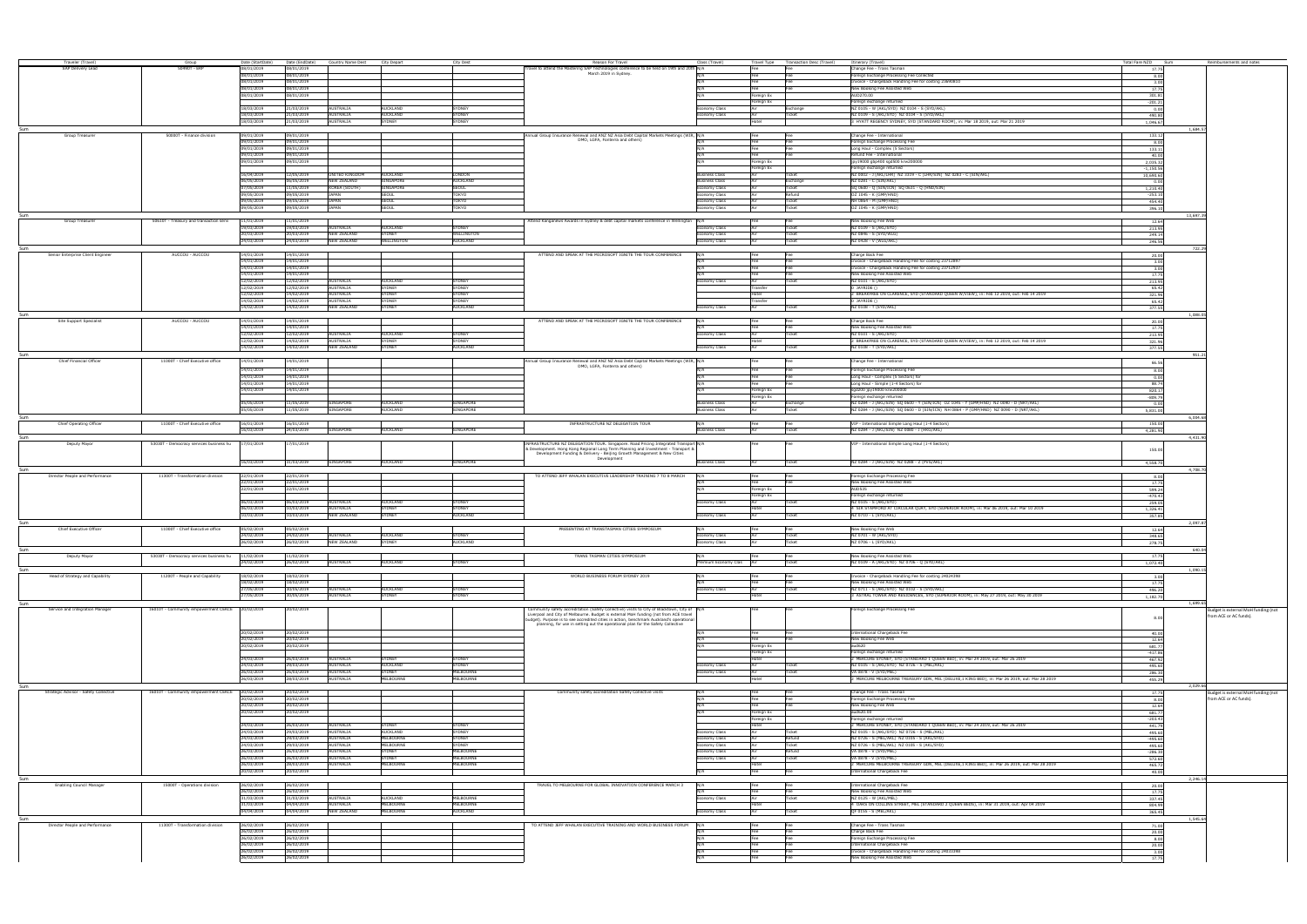| Traveler (Travel) | Group | Date (StartDate) | Date (EndDate) | Country Name Dest | City Depart | City Dest | Reason For Travel | Class (Travel) | Travel Type | Transaction Desc (Travel) | Itinerary (Travel) | Total Fare NZD | Sum | Reimbursements and notes |
|---|---|---|---|---|---|---|---|---|---|---|---|---|---|---|
| SAP Delivery Lead | 50491T - SAP | 08/01/2019 | 08/01/2019 | | | | Travel to attend the Mastering SAP Technologies conference to be held on 19th and 20th March 2019 in Sydney. | N/A | Fee | Fee | Change Fee - Trans Tasman | 17.75 | | |
| | | 08/01/2019 | 08/01/2019 | | | | | N/A | Fee | Fee | Foreign Exchange Processing Fee Collected | 8.00 | | |
| | | 08/01/2019 | 08/01/2019 | | | | | N/A | Fee | Fee | Invoice - Chargeback Handling Fee for costing 23848833 | 3.00 | | |
| | | 08/01/2019 | 08/01/2019 | | | | | N/A | Fee | Fee | New Booking Fee Assisted Web | 17.75 | | |
| | | 08/01/2019 | 08/01/2019 | | | | | N/A | Foreign Ex | | AUD270.00 | 301.81 | | |
| | | | | | | | | | Foreign Ex | | Foreign exchange returned | -201.21 | | |
| | | 18/03/2019 | 21/03/2019 | AUSTRALIA | AUCKLAND | SYDNEY | | Economy Class | Air | Exchange | NZ 0105 - W (AKL/SYD) NZ 0104 - S (SYD/AKL) | 0.00 | | |
| | | 18/03/2019 | 21/03/2019 | AUSTRALIA | AUCKLAND | SYDNEY | | Economy Class | Air | Ticket | NZ 0105 - S (AKL/SYD) NZ 0104 - S (SYD/AKL) | 490.83 | | |
| | | 18/03/2019 | 21/03/2019 | AUSTRALIA | SYDNEY | SYDNEY | | | Hotel | | 3. HYATT REGENCY SYDNEY, SYD (STANDARD ROOM), in: Mar 18 2019, out: Mar 21 2019 | 1,046.67 | | |
| Sum | | | | | | | | | | | | | 1,684.57 | |
| Group Treasurer | 50000T - Finance division | 09/01/2019 | 09/01/2019 | | | | Annual Group Insurance Renewal and ANZ NZ Asia Debt Capital Markets Meetings (WIR, DMO, LGFA, Fonterra and others) | N/A | Fee | Fee | Change Fee - International | 133.12 | | |
| | | 09/01/2019 | 09/01/2019 | | | | | N/A | Fee | Fee | Foreign Exchange Processing Fee | 8.00 | | |
| | | 09/01/2019 | 09/01/2019 | | | | | N/A | Fee | Fee | Long Haul - Complex (5 Sectors) | 133.11 | | |
| | | 09/01/2019 | 09/01/2019 | | | | | N/A | Fee | Fee | Refund Fee - International | 40.00 | | |
| | | 09/01/2019 | 09/01/2019 | | | | | N/A | Foreign Ex | | jpy19000 gbp450 sgd500 krw200000 | 2,015.32 | | |
| | | | | | | | | | Foreign Ex | | Foreign exchange returned | -1,150.56 | | |
| | | 06/04/2019 | 12/04/2019 | UNITED KINGDOM | AUCKLAND | LONDON | | Business Class | Air | Ticket | NZ 0002 - J (AKL/LHR) NZ 3319 - C (LHR/SIN) NZ 3283 - C (SIN/AKL) | 10,689.60 | | |
| | | 06/04/2019 | 06/04/2019 | NEW ZEALAND | SINGAPORE | AUCKLAND | | Business Class | Air | Exchange | NZ 0281 - C (SIN/AKL) | 0.00 | | |
| | | 07/05/2019 | 11/05/2019 | KOREA (SOUTH) | SINGAPORE | SEOUL | | Economy Class | Air | Ticket | SQ 0608 - Q (SIN/ICN) NZ 0633 - Q (HND/ICN) | 1,210.40 | | |
| | | 09/05/2019 | 09/05/2019 | JAPAN | SEOUL | TOKYO | | Economy Class | Air | Refund | OZ 1045 - K (GMP/HND) | -253.10 | | |
| | | 09/05/2019 | 09/05/2019 | JAPAN | SEOUL | TOKYO | | Economy Class | Air | Ticket | NH 0864 - M (GMP/HND) | 454.44 | | |
| | | 09/05/2019 | 09/05/2019 | JAPAN | SEOUL | TOKYO | | Economy Class | Air | Ticket | OZ 1045 - K (GMP/HND) | 396.10 | | |
| Sum | | | | | | | | | | | | | 13,687.39 | |
| Group Treasurer | 50610T - Treasury and transaction servi | 11/01/2019 | 11/01/2019 | | | | Attend Kangaanews Awards in Sydney & debt capital markets conference in Wellington | N/A | Fee | Fee | New Booking Fee Web | 12.64 | | |
| | | 18/03/2019 | 19/03/2019 | AUSTRALIA | AUCKLAND | SYDNEY | | Economy Class | Air | Ticket | NZ 0109 - S (AKL/SYD) | 213.96 | | |
| | | 20/03/2019 | 20/03/2019 | NEW ZEALAND | SYDNEY | WELLINGTON | | Economy Class | Air | Ticket | NZ 0846 - S (SYD/WLG) | 249.14 | | |
| | | 20/03/2019 | 20/03/2019 | NEW ZEALAND | WELLINGTON | AUCKLAND | | Economy Class | Air | Ticket | NZ 0428 - V (WLG/AKL) | 246.55 | | |
| Sum | | | | | | | | | | | | | 722.29 | |
| Senior Enterprise Client Engineer | AUCCOU - AUCCOU | 14/01/2019 | 14/01/2019 | | | | ATTEND AND SPEAK AT THE MICROSOFT IGNITE THE TOUR CONFERENCE | N/A | Fee | Fee | Change Back Fee | 20.00 | | |
| | | 14/01/2019 | 14/01/2019 | | | | | N/A | Fee | Fee | Invoice - Chargeback Handling Fee for costing 23712897 | 3.00 | | |
| | | 14/01/2019 | 14/01/2019 | | | | | N/A | Fee | Fee | Invoice - Chargeback Handling Fee for costing 23712937 | 3.00 | | |
| | | 14/01/2019 | 14/01/2019 | | | | | N/A | Fee | Fee | New Booking Fee Assisted Web | 17.75 | | |
| | | 12/02/2019 | 12/02/2019 | AUSTRALIA | AUCKLAND | SYDNEY | | Economy Class | Air | Ticket | NZ 0101 - S (AKL/SYD) | 213.96 | | |
| | | 12/02/2019 | 12/02/2019 | AUSTRALIA | SYDNEY | SYDNEY | | | Transfer | | 1. JAYRIDE () | 65.42 | | |
| | | 12/02/2019 | 14/02/2019 | AUSTRALIA | SYDNEY | SYDNEY | | | Hotel | | 2. BREAKFREE ON CLARENCE, SYD (STANDARD QUEEN W/VIEW), in: Feb 12 2019, out: Feb 14 2019 | 321.96 | | |
| | | 14/02/2019 | 14/02/2019 | AUSTRALIA | SYDNEY | SYDNEY | | | Transfer | | 3. JAYRIDE () | 65.42 | | |
| | | 14/02/2019 | 14/02/2019 | NEW ZEALAND | SYDNEY | AUCKLAND | | Economy Class | Air | Ticket | NZ 0108 - T (SYD/AKL) | 377.55 | | |
| Sum | | | | | | | | | | | | | 1,086.06 | |
| Site Support Specialist | AUCCOU - AUCCOU | 14/01/2019 | 14/01/2019 | | | | ATTEND AND SPEAK AT THE MICROSOFT IGNITE THE TOUR CONFERENCE | N/A | Fee | Fee | Change Back Fee | 20.00 | | |
| | | 14/01/2019 | 14/01/2019 | | | | | N/A | Fee | Fee | New Booking Fee Assisted Web | 17.75 | | |
| | | 12/02/2019 | 12/02/2019 | AUSTRALIA | AUCKLAND | SYDNEY | | Economy Class | Air | Ticket | NZ 0101 - S (AKL/SYD) | 213.96 | | |
| | | 12/02/2019 | 14/02/2019 | AUSTRALIA | SYDNEY | SYDNEY | | | Hotel | | 2. BREAKFREE ON CLARENCE, SYD (STANDARD QUEEN W/VIEW), in: Feb 12 2019, out: Feb 14 2019 | 321.96 | | |
| | | 14/02/2019 | 14/02/2019 | NEW ZEALAND | SYDNEY | AUCKLAND | | Economy Class | Air | Ticket | NZ 0108 - T (SYD/AKL) | 377.55 | | |
| Sum | | | | | | | | | | | | | 951.21 | |
| Chief Financial Officer | 11000T - Chief Executive office | 14/01/2019 | 14/01/2019 | | | | Annual Group Insurance Renewal and ANZ NZ Asia Debt Capital Markets Meetings (WIR, DMO, LGFA, Fonterra and others) | N/A | Fee | Fee | Change Fee - International | 86.56 | | |
| | | 14/01/2019 | 14/01/2019 | | | | | N/A | Fee | Fee | Foreign Exchange Processing Fee | 8.00 | | |
| | | 14/01/2019 | 14/01/2019 | | | | | N/A | Fee | Fee | Long Haul - Complex (5 Sectors) | 0.00 | | |
| | | 14/01/2019 | 14/01/2019 | | | | | N/A | Fee | Fee | Long Haul - Simple (1-4 Sectors) | 86.74 | | |
| | | 14/01/2019 | 14/01/2019 | | | | | N/A | Foreign Ex | | sgd200 jpy19000 krw200000 | 920.37 | | |
| | | | | | | | | | Foreign Ex | | Foreign exchange returned | -609.79 | | |
| | | 05/05/2019 | 11/05/2019 | SINGAPORE | AUCKLAND | SINGAPORE | | Business Class | Air | Exchange | NZ 0284 - J (AKL/SIN) SQ 0600 - Y (SIN/ICN) OZ 1045 - F (GMP/HND) NZ 0090 - D (NRT/AKL) | 0.00 | | |
| | | 05/05/2019 | 11/05/2019 | SINGAPORE | AUCKLAND | SINGAPORE | | Business Class | Air | Ticket | NZ 0284 - J (AKL/SIN) SQ 0600 - U (SIN/ICN) NH 0864 - P (GMP/HND) NZ 0090 - D (NRT/AKL) | 5,601.81 | | |
| Sum | | | | | | | | | | | | | 6,094.69 | |
| Chief Operating Officer | 11000T - Chief Executive office | 16/01/2019 | 16/01/2019 | | | | INFRASTRUCTURE NZ DELEGATION TOUR | N/A | Fee | Fee | VIP - International Simple Long Haul (1-4 Sectors) | 150.00 | | |
| | | 16/03/2019 | 29/03/2019 | SINGAPORE | AUCKLAND | SINGAPORE | | Business Class | Air | Ticket | NZ 0284 - J (AKL/SIN) NZ 0088 - J (HKG/AKL) | 4,281.60 | | |
| Sum | | | | | | | | | | | | | 4,431.60 | |
| Deputy Mayor | 53030T - Democracy services business su | 17/01/2019 | 17/01/2019 | | | | INFRASTRUCTURE NZ DELEGATION TOUR. Singapore: Road Pricing Integrated Transport & Development. Hong Kong Regional Long Term Planning and Investment - Transport & Development Funding & Delivery - Beijing Growth Management & New Cities Development | N/A | Fee | Fee | VIP - International Simple Long Haul (1-4 Sectors) | 150.00 | | |
| | | 16/03/2019 | 31/03/2019 | SINGAPORE | AUCKLAND | SINGAPORE | | Business Class | Air | Ticket | NZ 0284 - J (AKL/SIN) NZ 0288 - J (PEK/AKL) | 4,558.79 | | |
| Sum | | | | | | | | | | | | | 4,708.79 | |
| Director People and Performance | 11300T - Transformation division | 22/01/2019 | 22/01/2019 | | | | TO ATTEND JEFF WHALAN EXECUTIVE LEADERSHIP TRAINING 7 TO 8 MARCH | N/A | Fee | Fee | Foreign Exchange Processing Fee | 8.00 | | |
| | | 22/01/2019 | 22/01/2019 | | | | | N/A | Fee | Fee | New Booking Fee Assisted Web | 17.75 | | |
| | | 22/01/2019 | 22/01/2019 | | | | | N/A | Foreign Ex | | AUD535 | 599.24 | | |
| | | | | | | | | | Foreign Ex | | Foreign exchange returned | -470.43 | | |
| | | 06/03/2019 | 06/03/2019 | AUSTRALIA | AUCKLAND | SYDNEY | | Economy Class | Air | Ticket | NZ 0105 - S (AKL/SYD) | 259.05 | | |
| | | 06/03/2019 | 10/03/2019 | AUSTRALIA | SYDNEY | SYDNEY | | | Hotel | | 2. SIR STAMFORD AT CIRCULAR QUAY, SYD (SUPERIOR ROOM), in: Mar 06 2019, out: Mar 10 2019 | 1,326.45 | | |
| | | 10/03/2019 | 10/03/2019 | NEW ZEALAND | SYDNEY | AUCKLAND | | Economy Class | Air | Ticket | NZ 0710 - L (SYD/AKL) | 357.83 | | |
| Sum | | | | | | | | | | | | | 2,097.87 | |
| Chief Executive Officer | 11000T - Chief Executive office | 05/02/2019 | 05/02/2019 | | | | PRESENTING AT TRANSTASMAN CITIES SYMPOSIUM | N/A | Fee | Fee | New Booking Fee Web | 12.64 | | |
| | | 25/02/2019 | 25/02/2019 | AUSTRALIA | AUCKLAND | SYDNEY | | Economy Class | Air | Ticket | NZ 0701 - W (AKL/SYD) | 348.65 | | |
| | | 26/02/2019 | 26/02/2019 | NEW ZEALAND | SYDNEY | AUCKLAND | | Economy Class | Air | Ticket | NZ 0706 - L (SYD/AKL) | 278.75 | | |
| Sum | | | | | | | | | | | | | 640.04 | |
| Deputy Mayor | 53030T - Democracy services business su | 11/02/2019 | 11/02/2019 | | | | TRANS TASMAN CITIES SYMPOSIUM | N/A | Fee | Fee | New Booking Fee Assisted Web | 17.75 | | |
| | | 26/02/2019 | 26/02/2019 | AUSTRALIA | AUCKLAND | SYDNEY | | Premium Economy Clas | Air | Ticket | NZ 0109 - A (AKL/SYD) NZ 0706 - Q (SYD/AKL) | 1,072.40 | | |
| Sum | | | | | | | | | | | | | 1,090.15 | |
| Head of Strategy and Capability | 11200T - People and Capability | 18/02/2019 | 18/02/2019 | | | | WORLD BUSINESS FORUM SYDNEY 2019 | N/A | Fee | Fee | Invoice - Chargeback Handling Fee for costing 24024398 | 3.00 | | |
| | | 18/02/2019 | 18/02/2019 | | | | | N/A | Fee | Fee | New Booking Fee Assisted Web | 17.75 | | |
| | | 27/05/2019 | 30/05/2019 | AUSTRALIA | AUCKLAND | SYDNEY | | Economy Class | Air | Ticket | NZ 0711 - S (AKL/SYD) NZ 0112 - S (SYD/AKL) | 496.20 | | |
| | | 27/05/2019 | 30/05/2019 | AUSTRALIA | SYDNEY | SYDNEY | | | Hotel | | 2. ASTRAL TOWER AND RESIDENCES, SYD (SUPERIOR ROOM), in: May 27 2019, out: May 30 2019 | 1,182.70 | | |
| Sum | | | | | | | | | | | | | 1,699.65 | |
| Service and Integration Manager | 16010T - Community empowerment CSR10 | 20/02/2019 | 20/02/2019 | | | | Community Safety accreditation (Safety Collective) visits to City of Blacktown, City of Liverpool and City of Melbourne. Budget is external MoH funding (not from ACE travel budget). Purpose is to see accredited cities in action, benchmark Auckland's operational planning, for use in setting out the operational plan for the Safety Collective | N/A | Fee | Fee | Foreign Exchange Processing Fee | 8.00 | | Budget is external MoH funding (not from ACE or AC funds). |
| | | 20/02/2019 | 20/02/2019 | | | | | N/A | Fee | Fee | International Chargeback Fee | 40.00 | | |
| | | 20/02/2019 | 20/02/2019 | | | | | N/A | Fee | Fee | New Booking Fee Web | 12.64 | | |
| | | 20/02/2019 | 20/02/2019 | | | | | N/A | Foreign Ex | | Aud620 | 681.77 | | |
| | | | | | | | | | Foreign Ex | | Foreign exchange returned | -417.86 | | |
| | | 24/03/2019 | 26/03/2019 | AUSTRALIA | SYDNEY | SYDNEY | | | Hotel | | 2. MERCURE SYDNEY, SYD (STANDARD 1 QUEEN BED), in: Mar 24 2019, out: Mar 26 2019 | 467.92 | | |
| | | 24/03/2019 | 28/03/2019 | AUSTRALIA | AUCKLAND | SYDNEY | | Economy Class | Air | Ticket | NZ 0105 - S (AKL/SYD) NZ 0726 - S (MEL/AKL) | 495.60 | | |
| | | 26/03/2019 | 26/03/2019 | AUSTRALIA | SYDNEY | MELBOURNE | | Economy Class | Air | Ticket | VA 0878 - V (SYD/MEL) | 286.35 | | |
| | | 26/03/2019 | 28/03/2019 | AUSTRALIA | MELBOURNE | MELBOURNE | | | Hotel | | 2. MERCURE MELBOURNE TREASURY GDN, MEL (DELUXE 1 KING BED), in: Mar 26 2019, out: Mar 28 2019 | 455.29 | | |
| Sum | | | | | | | | | | | | | 2,029.66 | |
| Strategic Advisor - Safety Collective | 16010T - Community empowerment CSR10 | 20/02/2019 | 20/02/2019 | | | | Community safety accreditation Safety collective visits | N/A | Fee | Fee | Change Fee - Trans Tasman | 17.75 | | Budget is external MoH funding (not from ACE or AC funds). |
| | | 20/02/2019 | 20/02/2019 | | | | | N/A | Fee | Fee | Foreign Exchange Processing Fee | 8.00 | | |
| | | 20/02/2019 | 20/02/2019 | | | | | N/A | Fee | Fee | New Booking Fee Web | 12.64 | | |
| | | 20/02/2019 | 20/02/2019 | | | | | N/A | Foreign Ex | | Audt620.00 | 681.77 | | |
| | | | | | | | | | Foreign Ex | | Foreign exchange returned | -203.43 | | |
| | | 24/03/2019 | 26/03/2019 | AUSTRALIA | SYDNEY | SYDNEY | | | Hotel | | 2. MERCURE SYDNEY, SYD (STANDARD 1 QUEEN BED), in: Mar 24 2019, out: Mar 26 2019 | 441.74 | | |
| | | 24/03/2019 | 28/03/2019 | AUSTRALIA | AUCKLAND | SYDNEY | | Economy Class | Air | Ticket | NZ 0105 - S (AKL/SYD) NZ 0726 - S (MEL/AKL) | 495.60 | | |
| | | 24/03/2019 | 28/03/2019 | AUSTRALIA | MELBOURNE | SYDNEY | | Economy Class | Air | Refund | NZ 0726 - S (MEL/AKL) NZ 0105 - S (AKL/SYD) | -495.60 | | |
| | | 24/03/2019 | 28/03/2019 | AUSTRALIA | MELBOURNE | SYDNEY | | Economy Class | Air | Ticket | NZ 0726 - S (MEL/AKL) NZ 0105 - S (AKL/SYD) | 495.60 | | |
| | | 26/03/2019 | 26/03/2019 | AUSTRALIA | SYDNEY | MELBOURNE | | Economy Class | Air | Refund | VA 0878 - V (SYD/MEL) | -286.35 | | |
| | | 26/03/2019 | 26/03/2019 | AUSTRALIA | SYDNEY | MELBOURNE | | Economy Class | Air | Ticket | VA 0878 - V (SYD/MEL) | 572.69 | | |
| | | 26/03/2019 | 28/03/2019 | AUSTRALIA | MELBOURNE | MELBOURNE | | | Hotel | | 2. MERCURE MELBOURNE TREASURY GDN, MEL (DELUXE 1 KING BED), in: Mar 26 2019, out: Mar 28 2019 | 465.72 | | |
| | | 20/02/2019 | 20/02/2019 | | | | | N/A | Fee | Fee | International Chargeback Fee | 40.00 | | |
| Sum | | | | | | | | | | | | | 2,246.14 | |
| Enabling Council Manager | 15000T - Operations division | 26/02/2019 | 26/02/2019 | | | | TRAVEL TO MELBOURNE FOR GLOBAL INNOVATION CONFERENCE MARCH 3 | N/A | Fee | Fee | International Chargeback Fee | 20.00 | | |
| | | 26/02/2019 | 26/02/2019 | | | | | N/A | Fee | Fee | New Booking Fee Assisted Web | 17.75 | | |
| | | 31/03/2019 | 31/03/2019 | AUSTRALIA | AUCKLAND | MELBOURNE | | Economy Class | Air | Ticket | NZ 0125 - W (AKL/MEL) | 337.45 | | |
| | | 31/03/2019 | 04/04/2019 | AUSTRALIA | MELBOURNE | MELBOURNE | | | Hotel | | 2. DUXS ON COLLINS STREET, MEL (STANDARD 2 QUEEN BEDS), in: Mar 31 2019, out: Apr 04 2019 | 804.99 | | |
| | | 04/04/2019 | 04/04/2019 | NEW ZEALAND | MELBOURNE | AUCKLAND | | Economy Class | Air | Ticket | QF 0156 - S (MEL/AKL) | 365.45 | | |
| Sum | | | | | | | | | | | | | 1,545.64 | |
| Director People and Performance | 11300T - Transformation division | 26/02/2019 | 26/02/2019 | | | | TO ATTEND JEFF WHALAN EXECUTIVE TRAINING AND WORLD BUSINESS FORUM | N/A | Fee | Fee | Change Fee - Trans Tasman | 71.00 | | |
| | | 26/02/2019 | 26/02/2019 | | | | | N/A | Fee | Fee | Change Back Fee | 20.00 | | |
| | | 26/02/2019 | 26/02/2019 | | | | | N/A | Fee | Fee | Foreign Exchange Processing Fee | 8.00 | | |
| | | 26/02/2019 | 26/02/2019 | | | | | N/A | Fee | Fee | International Chargeback Fee | 20.00 | | |
| | | 26/02/2019 | 26/02/2019 | | | | | N/A | Fee | Fee | Invoice - Chargeback Handling Fee for costing 24024398 | 3.00 | | |
| | | 26/02/2019 | 26/02/2019 | | | | | N/A | Fee | Fee | New Booking Fee Assisted Web | 17.75 | | |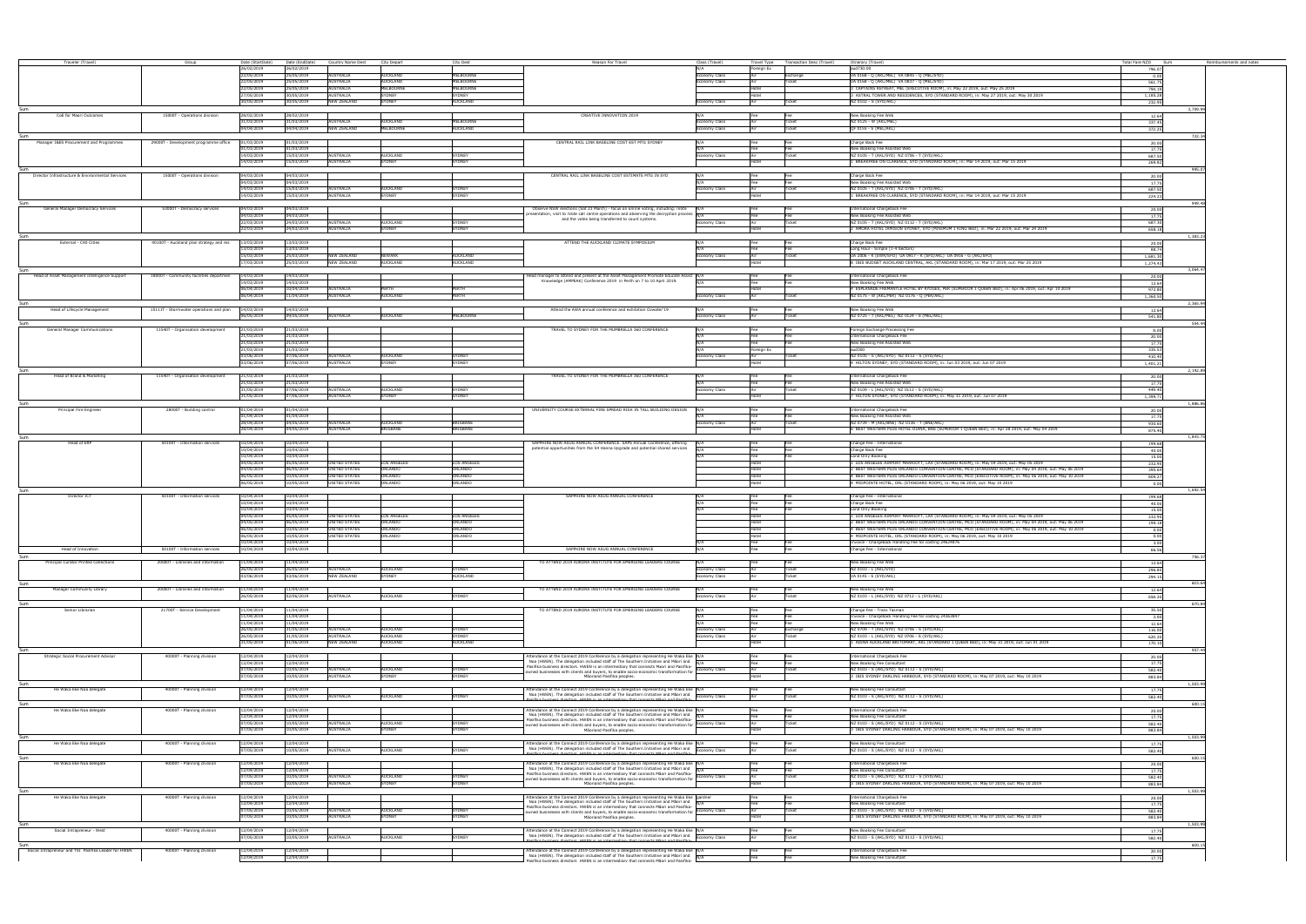| Traveler (Travel) | Group | Date (StartDate) | Date (EndDate) | Country Name Dest | City Depart | City Dest | Reason For Travel | Class (Travel) | Travel Type | Transaction Desc (Travel) | Itinerary (Travel) | Total Fare NZD | Sum | Reimbursements and notes |
|---|---|---|---|---|---|---|---|---|---|---|---|---|---|---|
| | | 26/02/2019 | 26/02/2019 | | | | | N/A | Foreign Ex | | Aud730.00 | 786.17 | | |
| | | 22/05/2019 | 25/05/2019 | AUSTRALIA | AUCKLAND | MELBOURNE | | Economy Class | Air | Exchange | VA 0168 - Q (AKL/MEL) VA 0843 - Q (MEL/SYD) | 0.00 | | |
| | | 22/05/2019 | 25/05/2019 | AUSTRALIA | AUCKLAND | MELBOURNE | | Economy Class | Air | Ticket | VA 0168 - Q (AKL/MEL) VA 0843 - Q (MEL/SYD) | 561.75 | | |
| | | 22/05/2019 | 25/05/2019 | AUSTRALIA | MELBOURNE | MELBOURNE | | | Hotel | | 3 CAPTAINS BATHEAT, MEL (EXECUTIVE ROOM), in: May 22 2019, out: May 25 2019 | 794.19 | | |
| | | 27/05/2019 | 30/05/2019 | AUSTRALIA | SYDNEY | SYDNEY | | | Hotel | | 3 ASTRAL TOWER AND RESIDENCES, SYD (STANDARD ROOM), in: May 27 2019, out: May 30 2019 | 1,189.28 | | |
| | | 30/05/2019 | 30/05/2019 | NEW ZEALAND | SYDNEY | AUCKLAND | | | Air | Ticket | NZ 0102 - S (SYD/AKL) | 232.55 | | |
| Sum | | | | | | | | | | | | | 3,709.86 | |
| Coll for Maori Outcomes | 15000T - Operations division | 28/02/2019 | 28/02/2019 | | | | CREATIVE INNOVATION 2019 | N/A | Fee | Fee | New Booking Fee Web | 12.64 | | |
| | | 21/03/2019 | 21/03/2019 | AUSTRALIA | AUCKLAND | MELBOURNE | | Economy Class | Air | Ticket | NZ 0125 - W (AKL/MEL) | 337.45 | | |
| | | 09/04/2019 | 09/04/2019 | NEW ZEALAND | MELBOURNE | AUCKLAND | | Economy Class | Air | Ticket | JQ 0156 - S (MEL/AKL) | 372.25 | | |
| Sum | | | | | | | | | | | | | 722.34 | |
| Manager 3885 Procurement and Programmes | 29000T - Development programme office | 01/03/2019 | 01/03/2019 | | | | CENTRAL RAIL LINK BASELINE COST EST MTG SYDNEY | N/A | Fee | Fee | Charge Back Fee | 20.00 | | |
| | | 01/03/2019 | 01/03/2019 | | | | | N/A | Fee | Fee | New Booking Fee Assisted Web | 17.75 | | |
| | | 14/03/2019 | 15/03/2019 | AUSTRALIA | AUCKLAND | SYDNEY | | Economy Class | Air | Ticket | NZ 0105 - T (AKL/SYD) NZ 0786 - T (SYD/AKL) | 687.50 | | |
| | | 14/03/2019 | 15/03/2019 | AUSTRALIA | SYDNEY | SYDNEY | | | Hotel | | 1 BREAKFREE ON CLARENCE, SYD (STANDARD ROOM), in: Mar 14 2019, out: Mar 15 2019 | 269.82 | | |
| Sum | | | | | | | | | | | | | 995.07 | |
| Director Infrastructure & Environmental Services | 15000T - Operations division | 04/03/2019 | 04/03/2019 | | | | CENTRAL RAIL LINK BASELINE COST ESTIMATE MTG IN SYD | N/A | Fee | Fee | Charge Back Fee | 20.00 | | |
| | | 04/03/2019 | 04/03/2019 | | | | | N/A | Fee | Fee | New Booking Fee Assisted Web | 17.75 | | |
| | | 14/03/2019 | 15/03/2019 | AUSTRALIA | AUCKLAND | SYDNEY | | Economy Class | Air | Ticket | NZ 0105 - T (AKL/SYD) NZ 0786 - T (SYD/AKL) | 687.50 | | |
| | | 14/03/2019 | 15/03/2019 | AUSTRALIA | SYDNEY | SYDNEY | | | Hotel | | 1 BREAKFREE ON CLARENCE, SYD (STANDARD ROOM), in: Mar 14 2019, out: Mar 15 2019 | 224.23 | | |
| Sum | | | | | | | | | | | | | 949.48 | |
| General Manager Democracy Services | 63000T - Democracy services | 09/03/2019 | 09/03/2019 | | | | Observe NSW elections (sat 23 March) - focus on online voting, including: mobile presentation, visit to iVote call centre operations and observing the decryption process and the votes being transferred to count systems. | N/A | Fee | Fee | International Chargeback Fee | 20.00 | | |
| | | 09/03/2019 | 09/03/2019 | | | | | N/A | Fee | Fee | New Booking Fee Assisted Web | 17.75 | | |
| | | 22/03/2019 | 24/03/2019 | AUSTRALIA | AUCKLAND | SYDNEY | | Economy Class | Air | Ticket | NZ 0105 - T (AKL/SYD) NZ 0112 - T (SYD/AKL) | 687.50 | | |
| | | 22/03/2019 | 24/03/2019 | AUSTRALIA | SYDNEY | SYDNEY | | | Hotel | | 2 AMORA HOTEL JAMISON SYDNEY, SYD (PREMIUM 1 KING BED), in: Mar 22 2019, out: Mar 24 2019 | 658.18 | | |
| Sum | | | | | | | | | | | | | 1,383.43 | |
| External - C40 Cities | 40000T - Auckland plan strategy and res | 13/03/2019 | 13/03/2019 | | | | ATTEND THE AUCKLAND CLIMATE SYMPOSIUM | N/A | Fee | Fee | Charge Back Fee | 20.00 | | |
| | | 13/03/2019 | 13/03/2019 | | | | | N/A | Fee | Fee | Long Haul - Simple (1-4 Sectors) | 88.74 | | |
| | | 15/03/2019 | 25/03/2019 | NEW ZEALAND | NEWARK | AUCKLAND | | Economy Class | Air | Ticket | UA 2006 - K (EWR/SFO) UA 0917 - K (SFO/AKL) UA 0916 - G (AKL/SFO) | 1,681.30 | | |
| | | 17/03/2019 | 25/03/2019 | NEW ZEALAND | AUCKLAND | AUCKLAND | | | Hotel | | 8 IBIS BUDGET AUCKLAND CENTRAL, AKL (STANDARD ROOM), in: Mar 17 2019, out: Mar 25 2019 | 1,274.43 | | |
| Sum | | | | | | | | | | | | | 3,064.47 | |
| Head of Asset Management Intelligence Support | 18000T - Community facilities department | 09/03/2019 | 09/03/2019 | | | | Head manager to attend and present at the Asset Management Promote Educate Assist Knowledge (AMPEAK) Conference 2019 in Perth on 7 to 10 April 2019. | N/A | Fee | Fee | International Chargeback Fee | 20.00 | | |
| | | 14/03/2019 | 14/03/2019 | | | | | N/A | Fee | Fee | New Booking Fee Web | 12.64 | | |
| | | 06/04/2019 | 10/04/2019 | AUSTRALIA | PERTH | PERTH | | | Hotel | | 4 ESPLANADE FREMANTLE HOTEL BY RYDGES, PER (SUPERIOR 1 QUEEN BED), in: Apr 06 2019, out: Apr 10 2019 | 972.80 | | |
| | | 06/04/2019 | 11/04/2019 | AUSTRALIA | AUCKLAND | PERTH | | Economy Class | Air | Ticket | NZ 0175 - W (AKL/PER) NZ 0176 - Q (PER/AKL) | 1,360.50 | | |
| Sum | | | | | | | | | | | | | 2,365.94 | |
| Head of Lifecycle Management | 15111T - Stormwater operations and plan | 14/03/2019 | 14/03/2019 | | | | Attend the AWA annual conference and exhibition Ozwater'19 | N/A | Fee | Fee | New Booking Fee Web | 12.64 | | |
| | | 06/05/2019 | 09/05/2019 | AUSTRALIA | AUCKLAND | MELBOURNE | | Economy Class | Air | Ticket | NZ 0725 - T (AKL/MEL) NZ 0124 - S (MEL/AKL) | 541.80 | | |
| Sum | | | | | | | | | | | | | 554.44 | |
| General Manager Communications | 11540T - Organisation development | 21/03/2019 | 21/03/2019 | | | | TRAVEL TO SYDNEY FOR THE MUMBRELLA 360 CONFERENCE | N/A | Fee | Fee | Foreign Exchange Processing Fee | 8.00 | | |
| | | 21/03/2019 | 21/03/2019 | | | | | N/A | Fee | Fee | International Chargeback Fee | 20.00 | | |
| | | 21/03/2019 | 21/03/2019 | | | | | N/A | Fee | Fee | New Booking Fee Assisted Web | 17.75 | | |
| | | 21/03/2019 | 21/03/2019 | | | | | N/A | Foreign Ex | | Aud300 | 335.59 | | |
| | | 03/06/2019 | 07/06/2019 | AUSTRALIA | AUCKLAND | SYDNEY | | Economy Class | Air | Ticket | NZ 0105 - S (AKL/SYD) NZ 0112 - S (SYD/AKL) | 410.40 | | |
| | | 03/06/2019 | 07/06/2019 | AUSTRALIA | SYDNEY | SYDNEY | | | Hotel | | 4 HILTON SYDNEY, SYD (STANDARD ROOM), in: Jun 03 2019, out: Jun 07 2019 | 1,401.25 | | |
| Sum | | | | | | | | | | | | | 2,192.99 | |
| Head of Brand & Marketing | 11540T - Organisation development | 21/03/2019 | 21/03/2019 | | | | TRAVEL TO SYDNEY FOR THE MUMBRELLA 360 CONFERENCE | N/A | Fee | Fee | International Chargeback Fee | 20.00 | | |
| | | 21/03/2019 | 21/03/2019 | | | | | N/A | Fee | Fee | New Booking Fee Assisted Web | 17.75 | | |
| | | 31/05/2019 | 07/06/2019 | AUSTRALIA | AUCKLAND | SYDNEY | | Economy Class | Air | Ticket | NZ 0109 - L (AKL/SYD) NZ 0112 - S (SYD/AKL) | 449.40 | | |
| | | 31/05/2019 | 07/06/2019 | AUSTRALIA | SYDNEY | SYDNEY | | | Hotel | | 7 HILTON SYDNEY, SYD (STANDARD ROOM), in: May 31 2019, out: Jun 07 2019 | 1,399.71 | | |
| Sum | | | | | | | | | | | | | 1,886.86 | |
| Principal Fire Engineer | 28000T - Building control | 01/04/2019 | 01/04/2019 | | | | UNIVERSITY COURSE-EXTERNAL FIRE SPREAD RISK IN TALL BUILDING DESIGN | N/A | Fee | Fee | International Chargeback Fee | 20.00 | | |
| | | 01/04/2019 | 01/04/2019 | | | | | N/A | Fee | Fee | New Booking Fee Assisted Web | 17.75 | | |
| | | 28/04/2019 | 04/05/2019 | AUSTRALIA | AUCKLAND | BRISBANE | | Economy Class | Air | Ticket | NZ 0739 - M (AKL/BNE) NZ 0136 - M (BNE/AKL) | 933.60 | | |
| | | 28/04/2019 | 04/05/2019 | AUSTRALIA | BRISBANE | BRISBANE | | | Hotel | | 6 BEST WESTERN PLUS HOTEL DIANA, BNE (SUPERIOR 1 QUEEN BED), in: Apr 28 2019, out: May 04 2019 | 975.41 | | |
| Sum | | | | | | | | | | | | | 1,946.76 | |
| Head of ERP | 50100T - Information services | 10/04/2019 | 10/04/2019 | | | | SAPPHIRE NOW ASUG ANNUAL CONFERENCE, SAPS Annual Conference, offering potential opportunities from the S4 Hanna Upgrade and potential shared services | N/A | Fee | Fee | Change Fee - International | 199.68 | | |
| | | 10/04/2019 | 10/04/2019 | | | | | N/A | Fee | Fee | Charge Back Fee | 40.00 | | |
| | | 10/04/2019 | 10/04/2019 | | | | | N/A | Fee | Fee | Land Only Booking | 15.00 | | |
| | | 05/05/2019 | 06/05/2019 | UNITED STATES | LOS ANGELES | LOS ANGELES | | | Hotel | | 1 LOS ANGELES AIRPORT MARRIOTT, LAX (STANDARD ROOM), in: May 05 2019, out: May 06 2019 | 232.55 | | |
| | | 06/05/2019 | 09/05/2019 | UNITED STATES | ORLANDO | ORLANDO | | | Hotel | | 3 BEST WESTERN PLUS ORLANDO CONVENTION CENTRE, MCO (STANDARD ROOM), in: May 06 2019, out: May 09 2019 | 399.64 | | |
| | | 06/05/2019 | 10/05/2019 | UNITED STATES | ORLANDO | ORLANDO | | | Hotel | | 4 BEST WESTERN PLUS ORLANDO CONVENTION CENTRE, MCO (EXECUTIVE ROOM), in: May 06 2019, out: May 10 2019 | 809.27 | | |
| | | 06/05/2019 | 10/05/2019 | UNITED STATES | ORLANDO | ORLANDO | | | Hotel | | 4 MIDPOINTE HOTEL, ORL (STANDARD ROOM), in: May 06 2019, out: May 10 2019 | 0.00 | | |
| Sum | | | | | | | | | | | | | 1,692.54 | |
| Director ICT | 50100T - Information services | 10/04/2019 | 10/04/2019 | | | | SAPPHIRE NOW ASUG ANNUAL CONFERENCE | N/A | Fee | Fee | Change Fee - International | 199.68 | | |
| | | 10/04/2019 | 10/04/2019 | | | | | N/A | Fee | Fee | Charge Back Fee | 40.00 | | |
| | | 10/04/2019 | 10/04/2019 | | | | | N/A | Fee | Fee | Land Only Booking | 15.00 | | |
| | | 05/05/2019 | 06/05/2019 | UNITED STATES | LOS ANGELES | LOS ANGELES | | | Hotel | | 1 LOS ANGELES AIRPORT MARRIOTT, LAX (STANDARD ROOM), in: May 05 2019, out: May 06 2019 | 232.55 | | |
| | | 06/05/2019 | 09/05/2019 | UNITED STATES | ORLANDO | ORLANDO | | | Hotel | | 3 BEST WESTERN PLUS ORLANDO CONVENTION CENTRE, MCO (STANDARD ROOM), in: May 06 2019, out: May 09 2019 | 199.64 | | |
| | | 06/05/2019 | 10/05/2019 | UNITED STATES | ORLANDO | ORLANDO | | | Hotel | | 4 BEST WESTERN PLUS ORLANDO CONVENTION CENTRE, MCO (EXECUTIVE ROOM), in: May 06 2019, out: May 10 2019 | 0.00 | | |
| | | 06/05/2019 | 10/05/2019 | UNITED STATES | ORLANDO | ORLANDO | | | Hotel | | 4 MIDPOINTE HOTEL, ORL (STANDARD ROOM), in: May 06 2019, out: May 10 2019 | 0.00 | | |
| | | 10/04/2019 | 10/04/2019 | | | | | N/A | Fee | Fee | Invoice - Chargeback Handling Fee for costing 2462876 | 3.05 | | |
| Head of Innovation | 50100T - Information services | 10/04/2019 | 10/04/2019 | | | | SAPPHIRE NOW ASUG ANNUAL CONFERENCE | N/A | Fee | Fee | Change Fee - International | 86.56 | | |
| Sum | | | | | | | | | | | | | 776.37 | |
| Principal Curator Printed Collections | 20000T - Libraries and information | 11/04/2019 | 11/04/2019 | | | | TO ATTEND 2019 AURORA INSTITUTE FOR EMERGING LEADERS COURSE | N/A | Fee | Fee | New Booking Fee Web | 12.64 | | |
| | | 26/05/2019 | 26/05/2019 | AUSTRALIA | AUCKLAND | SYDNEY | | Economy Class | Air | Ticket | NZ 0103 - L (AKL/SYD) | 296.85 | | |
| | | 03/06/2019 | 03/06/2019 | NEW ZEALAND | SYDNEY | AUCKLAND | | Economy Class | Air | Ticket | VA 0145 - S (SYD/AKL) | 294.15 | | |
| Sum | | | | | | | | | | | | | 603.64 | |
| Manager Community Library | 20000T - Libraries and information | 11/04/2019 | 11/04/2019 | | | | TO ATTEND 2019 AURORA INSTITUTE FOR EMERGING LEADERS COURSE | N/A | Fee | Fee | New Booking Fee Web | 12.64 | | |
| | | 26/05/2019 | 02/06/2019 | AUSTRALIA | AUCKLAND | SYDNEY | | Economy Class | Air | Ticket | NZ 0103 - L (AKL/SYD) NZ 0712 - L (SYD/AKL) | 658.20 | | |
| Sum | | | | | | | | | | | | | 670.84 | |
| Senior Librarian | 21700T - Service Development | 11/04/2019 | 11/04/2019 | | | | TO ATTEND 2019 AURORA INSTITUTE FOR EMERGING LEADERS COURSE | N/A | Fee | Fee | Change Fee - Trans Tasman | 35.00 | | |
| | | 11/04/2019 | 11/04/2019 | | | | | N/A | Fee | Fee | Invoice - Chargeback Handling Fee for costing 2462847 | 3.05 | | |
| | | 11/04/2019 | 11/04/2019 | | | | | N/A | Fee | Fee | New Booking Fee Web | 12.64 | | |
| | | 26/05/2019 | 31/05/2019 | AUSTRALIA | AUCKLAND | SYDNEY | | Economy Class | Air | Exchange | NZ 0709 - T (AKL/SYD) NZ 0706 - S (SYD/AKL) | 126.40 | | |
| | | 26/05/2019 | 31/05/2019 | AUSTRALIA | AUCKLAND | SYDNEY | | Economy Class | Air | Ticket | NZ 0103 - L (AKL/SYD) NZ 0706 - S (SYD/AKL) | 620.20 | | |
| | | 31/05/2019 | 01/06/2019 | NEW ZEALAND | AUCKLAND | AUCKLAND | | | Hotel | | 1 ADINA AUCKLAND BRITOMART, AKL (STANDARD 1 QUEEN BED), in: May 31 2019, out: Jun 01 2019 | 170.15 | | |
| Sum | | | | | | | | | | | | | 967.44 | |
| Strategic Social Procurement Advisor | 40000T - Planning division | 12/04/2019 | 12/04/2019 | | | | Attendance at the Connect 2019 Conference by a delegation representing He Waka Iike Noa (HWIN). The delegation included staff of The Southern Initiative and Māori and Pasifika business directors. HWIN is an intermediary that connects Māori and Pasifika-owned businesses with clients and buyers, to enable socio-economic transformation for Māori and Pasifika peoples. | N/A | Fee | Fee | International Chargeback Fee | 20.00 | | |
| | | 12/04/2019 | 12/04/2019 | | | | | N/A | Fee | Fee | New Booking Fee Consultant | 17.75 | | |
| | | 07/05/2019 | 10/05/2019 | AUSTRALIA | AUCKLAND | SYDNEY | | Economy Class | Air | Ticket | NZ 0103 - S (AKL/SYD) NZ 0112 - S (SYD/AKL) | 582.40 | | |
| | | 07/05/2019 | 10/05/2019 | AUSTRALIA | SYDNEY | SYDNEY | | | Hotel | | 3 IBIS SYDNEY DARLING HARBOUR, SYD (STANDARD ROOM), in: May 07 2019, out: May 10 2019 | 883.84 | | |
| Sum | | | | | | | | | | | | | 1,503.99 | |
| He Waka Iike Noa delegate | 40000T - Planning division | 12/04/2019 | 12/04/2019 | | | | Attendance at the Connect 2019 Conference by a delegation representing He Waka Iike Noa (HWIN). The delegation included staff of The Southern Initiative and Māori and Pasifika business directors. HWIN is an intermediary that connects Māori and Pasifika | N/A | Fee | Fee | New Booking Fee Consultant | 17.75 | | |
| | | 07/05/2019 | 10/05/2019 | AUSTRALIA | AUCKLAND | SYDNEY | | Economy Class | Air | Ticket | NZ 0103 - S (AKL/SYD) NZ 0112 - S (SYD/AKL) | 582.40 | | |
| Sum | | | | | | | | | | | | | 600.15 | |
| He Waka Iike Noa delegate | 40000T - Planning division | 12/04/2019 | 12/04/2019 | | | | Attendance at the Connect 2019 Conference by a delegation representing He Waka Iike Noa (HWIN). The delegation included staff of The Southern Initiative and Māori and Pasifika business directors. HWIN is an intermediary that connects Māori and Pasifika-owned businesses with clients and buyers, to enable socio-economic transformation for Māori and Pasifika peoples. | N/A | Fee | Fee | International Chargeback Fee | 20.00 | | |
| | | 12/04/2019 | 12/04/2019 | | | | | N/A | Fee | Fee | New Booking Fee Consultant | 17.75 | | |
| | | 07/05/2019 | 10/05/2019 | AUSTRALIA | AUCKLAND | SYDNEY | | Economy Class | Air | Ticket | NZ 0103 - S (AKL/SYD) NZ 0112 - S (SYD/AKL) | 582.40 | | |
| | | 07/05/2019 | 10/05/2019 | AUSTRALIA | SYDNEY | SYDNEY | | | Hotel | | 3 IBIS SYDNEY DARLING HARBOUR, SYD (STANDARD ROOM), in: May 07 2019, out: May 10 2019 | 883.84 | | |
| Sum | | | | | | | | | | | | | 1,503.99 | |
| He Waka Iike Noa delegate | 40000T - Planning division | 12/04/2019 | 12/04/2019 | | | | Attendance at the Connect 2019 Conference by a delegation representing He Waka Iike Noa (HWIN). The delegation included staff of The Southern Initiative and Māori and Pasifika business directors. HWIN is an intermediary that connects Māori and Pasifika | N/A | Fee | Fee | New Booking Fee Consultant | 17.75 | | |
| | | 07/05/2019 | 10/05/2019 | AUSTRALIA | AUCKLAND | SYDNEY | | Economy Class | Air | Ticket | NZ 0103 - S (AKL/SYD) NZ 0112 - S (SYD/AKL) | 582.40 | | |
| Sum | | | | | | | | | | | | | 600.15 | |
| He Waka Iike Noa delegate | 40000T - Planning division | 12/04/2019 | 12/04/2019 | | | | Attendance at the Connect 2019 Conference by a delegation representing He Waka Iike Noa (HWIN). The delegation included staff of The Southern Initiative and Māori and Pasifika business directors. HWIN is an intermediary that connects Māori and Pasifika-owned businesses with clients and buyers, to enable socio-economic transformation for Māori and Pasifika peoples. | N/A | Fee | Fee | International Chargeback Fee | 20.00 | | |
| | | 12/04/2019 | 12/04/2019 | | | | | N/A | Fee | Fee | New Booking Fee Consultant | 17.75 | | |
| | | 07/05/2019 | 10/05/2019 | AUSTRALIA | AUCKLAND | SYDNEY | | Economy Class | Air | Ticket | NZ 0103 - S (AKL/SYD) NZ 0112 - S (SYD/AKL) | 582.40 | | |
| | | 07/05/2019 | 10/05/2019 | AUSTRALIA | SYDNEY | SYDNEY | | | Hotel | | 3 IBIS SYDNEY DARLING HARBOUR, SYD (STANDARD ROOM), in: May 07 2019, out: May 10 2019 | 883.84 | | |
| Sum | | | | | | | | | | | | | 1,503.99 | |
| Social Entrepreneur - West | 40000T - Planning division | 12/04/2019 | 12/04/2019 | | | | Attendance at the Connect 2019 Conference by a delegation representing He Waka Iike Noa (HWIN). The delegation included staff of The Southern Initiative and Māori and Pasifika business directors. HWIN is an intermediary that connects Māori and Pasifika | N/A | Fee | Fee | New Booking Fee Consultant | 17.75 | | |
| | | 07/05/2019 | 10/05/2019 | AUSTRALIA | AUCKLAND | SYDNEY | | Economy Class | Air | Ticket | NZ 0103 - S (AKL/SYD) NZ 0112 - S (SYD/AKL) | 582.40 | | |
| Sum | | | | | | | | | | | | | 600.15 | |
| Social Entrepreneur and TSI Pasifika Leader for HWIN | 40000T - Planning division | 12/04/2019 | 12/04/2019 | | | | Attendance at the Connect 2019 Conference by a delegation representing He Waka Iike Noa (HWIN). The delegation included staff of The Southern Initiative and Māori and Pasifika business directors. HWIN is an intermediary that connects Māori and Pasifika- | N/A | Fee | Fee | International Chargeback Fee | 20.00 | | |
| | | 12/04/2019 | 12/04/2019 | | | | | N/A | Fee | Fee | New Booking Fee Consultant | 17.75 | | |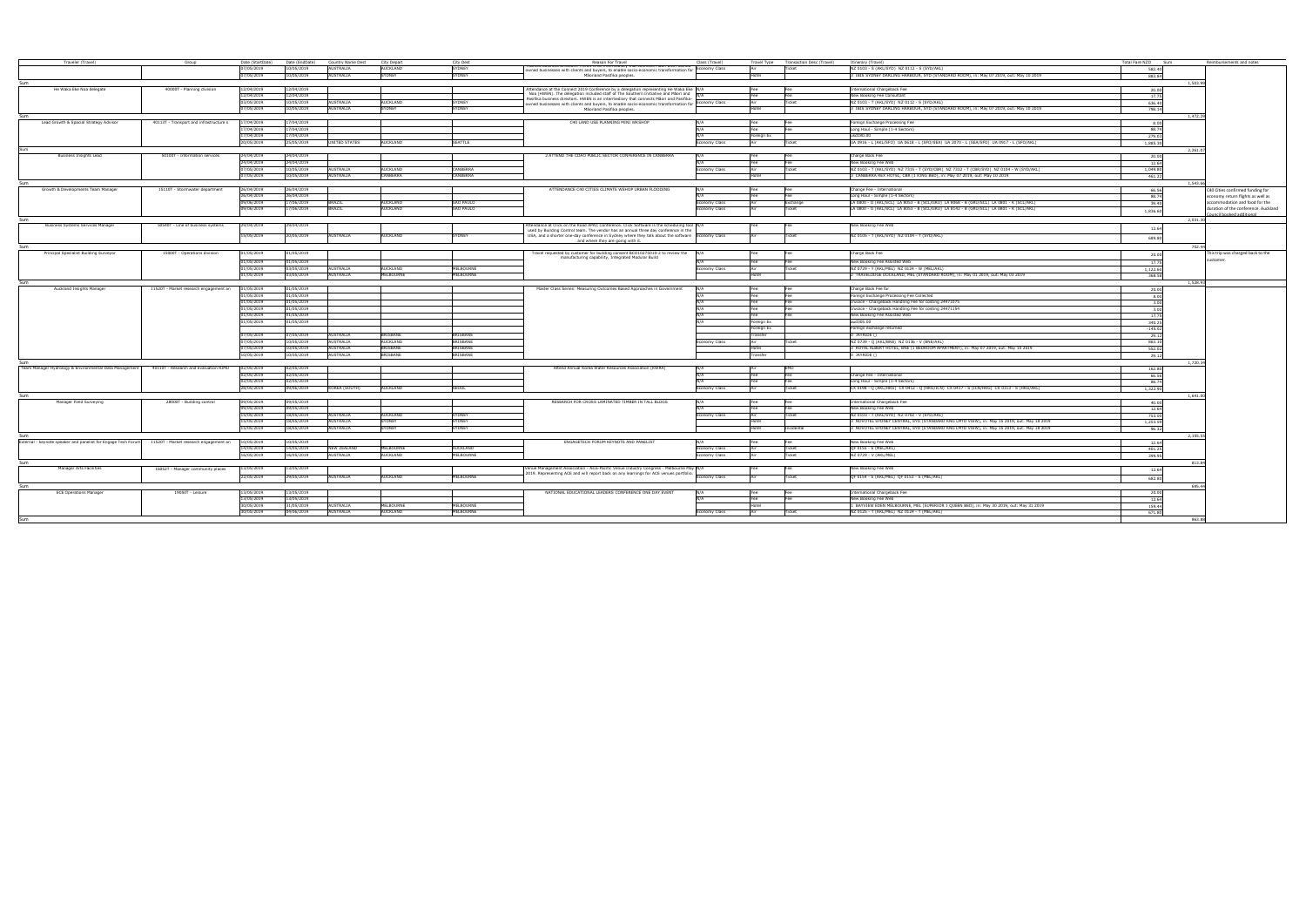| Traveler (Travel) | Group | Date (StartDate) | Date (EndDate) | Country Name-Dest | City Depart | City Dest | Reason For Travel | Class (Travel) | Travel Type | Transaction Desc (Travel) | Itinerary (Travel) | Total Fare NZD | Sum | Reimbursements and notes |
|---|---|---|---|---|---|---|---|---|---|---|---|---|---|---|
| | | 07/05/2019 | 10/05/2019 | AUSTRALIA | AUCKLAND | SYDNEY | owned businesses with clients and buyers, to enable socio-economic transformation for | Economy Class | Air | Ticket | NZ 0103 - S (AKL/SYD) NZ 0112 - S (SYD/AKL) | 582.49 | | |
| | | 07/05/2019 | 10/05/2019 | AUSTRALIA | SYDNEY | SYDNEY | Māoriand Pasifika peoples. | | Hotel | | 1 IBIS SYDNEY DARLING HARBOUR, SYD (STANDARD ROOM), in: May 07 2019, out: May 10 2019 | 880.84 | | |
| Sum | | | | | | | | | | | | | 1,503.99 | |
| He Waka Eke Noa delegate | 40000T - Planning division | 12/04/2019 | 12/04/2019 | | | | Attendance at the Connect 2019 Conference by a delegation representing He Waka Eke Noa (HWEN). The delegation included staff of The Southern Initiative and Māori and Pasifika business directors. HWEN is an intermediary that connects Māori and Pasifika-owned businesses with clients and buyers, to enable socio-economic transformation for Māoriand Pasifika peoples. | N/A | Fee | Fee | International Chargeback Fee | 20.00 | | |
| | | 12/04/2019 | 12/04/2019 | | | | | N/A | Fee | Fee | New Booking Fee Consultant | 17.75 | | |
| | | 03/05/2019 | 10/05/2019 | AUSTRALIA | AUCKLAND | SYDNEY | | Economy Class | Air | Ticket | NZ 0103 - T (AKL/SYD) NZ 0112 - S (SYD/AKL) | 636.40 | | |
| | | 07/05/2019 | 10/05/2019 | AUSTRALIA | SYDNEY | SYDNEY | | | Hotel | | 1 IBIS SYDNEY DARLING HARBOUR, SYD (STANDARD ROOM), in: May 07 2019, out: May 10 2019 | 798.14 | | |
| Sum | | | | | | | | | | | | | 1,472.29 | |
| Lead Growth & Special Strategy Advisor | 40113T - Transport and infrastructure s | 17/04/2019 | 17/04/2019 | | | | C40 LAND USE PLANNING PENI WKSHOP | N/A | Fee | Fee | Foreign Exchange Processing Fee | 8.00 | | |
| | | 17/04/2019 | 17/04/2019 | | | | | N/A | Fee | Fee | Long Haul - Simple (1-4 Sectors) | 88.74 | | |
| | | 17/04/2019 | 17/04/2019 | | | | | N/A | Foreign Ex | | usd190.00 | 279.03 | | |
| | | 25/05/2019 | 25/05/2019 | UNITED STATES | AUCKLAND | SEATTLE | | Economy Class | Air | Ticket | UA 0916 - L (AKL/SFO) UA 0618 - L (SFO/SEA) UA 2070 - L (SEA/SFO) UA 0917 - L (SFO/AKL) | 1,885.36 | | |
| Sum | | | | | | | | | | | | | 2,261.37 | |
| Business Insights Lead | 50100T - Information services | 29/04/2019 | 29/04/2019 | | | | 2 ATTEND THE CDAO PUBLIC SECTOR CONFERENCE IN CANBERRA | N/A | Fee | Fee | Change Back Fee | 20.00 | | |
| | | 29/04/2019 | 29/04/2019 | | | | | N/A | Fee | Fee | New Booking Fee Web | 12.64 | | |
| | | 07/05/2019 | 10/05/2019 | AUSTRALIA | AUCKLAND | CANBERRA | | Economy Class | Air | Ticket | NZ 0103 - T (AKL/SYD) NZ 7315 - T (SYD/CBR) NZ 7322 - T (CBR/SYD) NZ 0104 - W (SYD/AKL) | 1,049.80 | | |
| | | 07/05/2019 | 10/05/2019 | AUSTRALIA | CANBERRA | CANBERRA | | | Hotel | | 1 CANBERRA REX HOTEL, CBR (1 KING BED), in: May 07 2019, out: May 10 2019 | 461.22 | | |
| Sum | | | | | | | | | | | | | 1,543.66 | |
| Growth & Developments Team Manager | 15110T - Stormwater department | 26/04/2019 | 26/04/2019 | | | | ATTENDANCE C40 CITIES CLIMATE WSHOP URBAN FLOODING | N/A | Fee | Fee | Change Fee - International | 66.56 | | C40 Cities confirmed funding for economy return flights as well as accommodation and food for the duration of the conference. Auckland Council booked additional |
| | | 26/04/2019 | 26/04/2019 | | | | | N/A | Fee | Fee | Long Haul - Simple (1-4 Sectors) | 88.74 | | |
| | | 09/06/2019 | 17/06/2019 | BRAZIL | AUCKLAND | SAO PAULO | | Economy Class | Air | Exchange | LA 0800 - O (AKL/SCL) LA 8053 - B (SCL/GRU) LA 8060 - B (GRU/SCL) LA 0801 - K (SCL/AKL) | 38.45 | | |
| | | 09/06/2019 | 17/06/2019 | BRAZIL | AUCKLAND | SAO PAULO | | Economy Class | Air | Ticket | LA 0800 - O (AKL/SCL) LA 8053 - B (SCL/GRU) LA 8142 - B (GRU/SCL) LA 0801 - K (SCL/AKL) | 1,836.60 | | |
| Sum | | | | | | | | | | | | | 2,031.30 | |
| Business Systems Services Manager | 50540T - Line of business systems | 29/04/2019 | 29/04/2019 | | | | Attendance at Crux on the Road APAC conference. Crux software is the scheduling tool used by Building Control team. The vendor has an annual three day conference in the USA, and a shorter one-day conference in Sydney where they talk about the software and where they are going with it. | N/A | Fee | Fee | New Booking Fee Web | 12.64 | | |
| | | 15/05/2019 | 20/05/2019 | AUSTRALIA | AUCKLAND | SYDNEY | | Economy Class | Air | Ticket | NZ 0105 - T (AKL/SYD) NZ 0104 - T (SYD/AKL) | 689.80 | | |
| Sum | | | | | | | | | | | | | 702.44 | |
| Principal Specialist Building Surveyor | 15300T - Operations division | 01/05/2019 | 01/05/2019 | | | | Travel requested by customer for building consent BCO10275018-2 to review the manufacturing capability, Integrated Modular Build | N/A | Fee | Fee | Change Back Fee | 20.00 | | This trip was charged back to the customer. |
| | | 01/05/2019 | 01/05/2019 | | | | | N/A | Fee | Fee | New Booking Fee Assisted Web | 17.75 | | |
| | | 01/05/2019 | 03/05/2019 | AUSTRALIA | AUCKLAND | MELBOURNE | | Economy Class | Air | Ticket | NZ 0729 - Y (AKL/MEL) NZ 0124 - W (MEL/AKL) | 1,122.60 | | |
| | | 01/05/2019 | 03/05/2019 | AUSTRALIA | MELBOURNE | MELBOURNE | | | Hotel | | 1 TRAVELODGE DOCKLAND, MEL (STANDARD ROOM), in: May 01 2019, out: May 03 2019 | 366.58 | | |
| Sum | | | | | | | | | | | | | 1,526.93 | |
| Auckland Insights Manager | 11620T - Market research engagement an | 01/05/2019 | 01/05/2019 | | | | Master Class Series: Measuring Outcomes Based Approaches in Government | N/A | Fee | Fee | Change Back Fee for | 20.00 | | |
| | | 01/05/2019 | 01/05/2019 | | | | | N/A | Fee | Fee | Foreign Exchange Processing Fee Collected | 8.00 | | |
| | | 01/05/2019 | 01/05/2019 | | | | | N/A | Fee | Fee | Invoice - Chargeback Handling Fee for costing 24471075 | 3.00 | | |
| | | 01/05/2019 | 01/05/2019 | | | | | N/A | Fee | Fee | Invoice - Chargeback Handling Fee for costing 24471154 | 3.00 | | |
| | | 01/05/2019 | 01/05/2019 | | | | | N/A | Fee | Fee | New Booking Fee Assisted Web | 17.75 | | |
| | | 01/05/2019 | 01/05/2019 | | | | | N/A | Foreign Ex | | aud305.00 | 340.25 | | |
| | | | | | | | | | Foreign Ex | | Foreign exchange returned | -145.02 | | |
| | | 07/05/2019 | 07/05/2019 | AUSTRALIA | BRISBANE | BRISBANE | | | Transfer | | 0 JAYRIDE () | 29.17 | | |
| | | 07/05/2019 | 10/05/2019 | AUSTRALIA | AUCKLAND | BRISBANE | | Economy Class | Air | Ticket | NZ 0739 - Q (AKL/BNE) NZ 0136 - V (BNE/AKL) | 863.39 | | |
| | | 07/05/2019 | 10/05/2019 | AUSTRALIA | BRISBANE | BRISBANE | | | Hotel | | 1 ROYAL ALBERT HOTEL, BNE (1 BEDROOM APARTMENT), in: May 07 2019, out: May 10 2019 | 552.82 | | |
| | | 10/05/2019 | 10/05/2019 | AUSTRALIA | BRISBANE | BRISBANE | | | Transfer | | 0 JAYRIDE () | 29.17 | | |
| Sum | | | | | | | | | | | | | 1,720.34 | |
| Team Manager Hydrology & Environmental Data Management | 40110T - Research and evaluation RIMU | 02/05/2019 | 02/05/2019 | | | | Attend Annual Korea Water Resources Association (KWRA) | N/A | Air | EMD | | 162.90 | | |
| | | 02/05/2019 | 02/05/2019 | | | | | N/A | Fee | Fee | Change Fee - International | 66.56 | | |
| | | 02/05/2019 | 02/05/2019 | | | | | N/A | Fee | Fee | Long Haul - Simple (1-4 Sectors) | 88.74 | | |
| | | 28/05/2019 | 05/06/2019 | KOREA (SOUTH) | AUCKLAND | SEOUL | | Economy Class | Air | Ticket | CX 0198 - Q (AKL/HKG) CX 0412 - Q (HKG/ICN) CX 0417 - S (ICN/HKG) CX 0113 - S (HKG/AKL) | 1,322.90 | | |
| Sum | | | | | | | | | | | | | 1,641.30 | |
| Manager Field Surveying | 28000T - Building control | 09/05/2019 | 09/05/2019 | | | | RESEARCH FOR CROSS LAMINATED TIMBER IN TALL BLDGS | N/A | Fee | Fee | International Chargeback Fee | 40.00 | | |
| | | 09/05/2019 | 09/05/2019 | | | | | N/A | Fee | Fee | New Booking Fee Web | 12.64 | | |
| | | 15/05/2019 | 18/05/2019 | AUSTRALIA | AUCKLAND | SYDNEY | | Economy Class | Air | Ticket | NZ 0103 - T (AKL/SYD) NZ 0702 - V (SYD/AKL) | 753.09 | | |
| | | 15/05/2019 | 18/05/2019 | AUSTRALIA | SYDNEY | SYDNEY | | | Hotel | | 1 NOVOTEL SYDNEY CENTRAL, SYD (STANDARD RM1 LMTD VIEW), in: May 15 2019, out: May 18 2019 | 1,253.59 | | |
| | | 15/05/2019 | 18/05/2019 | AUSTRALIA | SYDNEY | SYDNEY | | | Hotel | Incidental | 1 NOVOTEL SYDNEY CENTRAL, SYD (STANDARD RM1 LMTD VIEW), in: May 15 2019, out: May 18 2019 | 96.32 | | |
| Sum | | | | | | | | | | | | | 2,155.55 | |
| External - keynote speaker and panelist for Engage Tech Forum | 11620T - Market research engagement an | 10/05/2019 | 10/05/2019 | | | | ENGAGETECH FORUM KEYNOTE AND PANELIST | N/A | Fee | Fee | New Booking Fee Web | 12.64 | | |
| | | 14/05/2019 | 14/05/2019 | NEW ZEALAND | MELBOURNE | AUCKLAND | | Economy Class | Air | Ticket | QF 0155 - S (MEL/AKL) | 401.25 | | |
| | | 16/05/2019 | 16/05/2019 | AUSTRALIA | AUCKLAND | MELBOURNE | | Economy Class | Air | Ticket | NZ 0729 - V (AKL/MEL) | 399.95 | | |
| Sum | | | | | | | | | | | | | 813.84 | |
| Manager Arts Facilities | 16052T - Manager community places | 13/05/2019 | 13/05/2019 | | | | Venue Management Association - Asia-Pacific Venue Industry Congress - Melbourne May 2019. Representing ACE and will report back on any learnings for ACE venues portfolio. | N/A | Fee | Fee | New Booking Fee Web | 12.64 | | |
| | | 22/05/2019 | 29/05/2019 | AUSTRALIA | AUCKLAND | MELBOURNE | | Economy Class | Air | Ticket | QF 0154 - S (AKL/MEL) QF 0153 - S (MEL/AKL) | 682.80 | | |
| Sum | | | | | | | | | | | | | 695.44 | |
| ECE Operations Manager | 19050T - Leisure | 13/05/2019 | 13/05/2019 | | | | NATIONAL EDUCATIONAL LEADERS CONFERENCE ONE DAY EVENT | N/A | Fee | Fee | International Chargeback Fee | 20.00 | | |
| | | 13/05/2019 | 13/05/2019 | | | | | N/A | Fee | Fee | New Booking Fee Web | 12.64 | | |
| | | 30/05/2019 | 31/05/2019 | AUSTRALIA | MELBOURNE | MELBOURNE | | | Hotel | | 1 BAYVIEW EDEN MELBOURNE, MEL (SUPERIOR 1 QUEEN BED), in: May 30 2019, out: May 31 2019 | 159.44 | | |
| | | 30/05/2019 | 05/06/2019 | AUSTRALIA | AUCKLAND | MELBOURNE | | Economy Class | Air | Ticket | NZ 0125 - T (AKL/MEL) NZ 0124 - T (MEL/AKL) | 671.80 | | |
| Sum | | | | | | | | | | | | | 863.88 | |